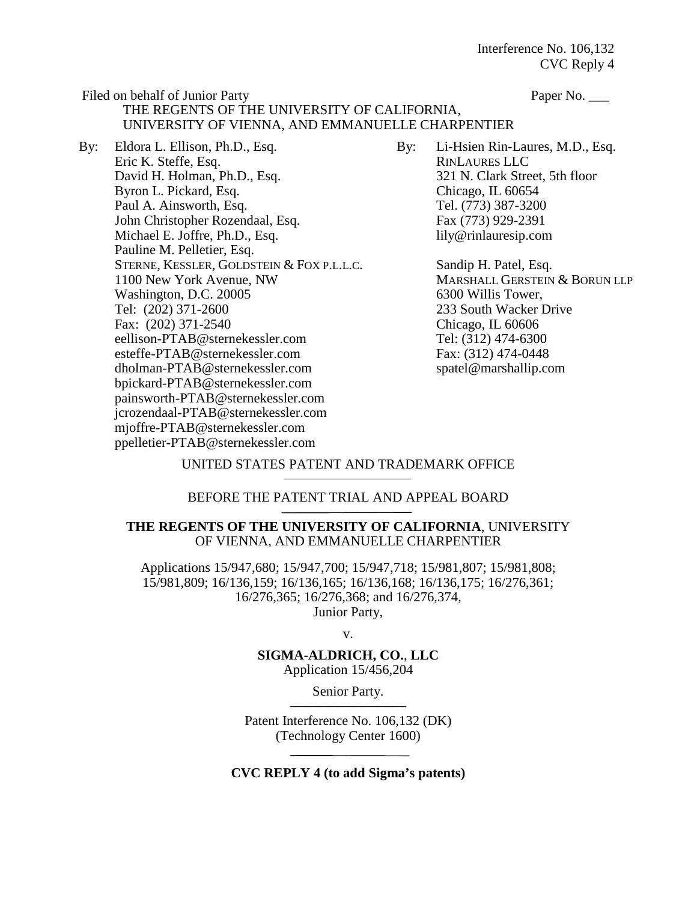Interference No. 106,132
CVC Reply 4

Filed on behalf of Junior Party
THE REGENTS OF THE UNIVERSITY OF CALIFORNIA,
UNIVERSITY OF VIENNA, AND EMMANUELLE CHARPENTIER

Paper No. ___

By: Eldora L. Ellison, Ph.D., Esq.
Eric K. Steffe, Esq.
David H. Holman, Ph.D., Esq.
Byron L. Pickard, Esq.
Paul A. Ainsworth, Esq.
John Christopher Rozendaal, Esq.
Michael E. Joffre, Ph.D., Esq.
Pauline M. Pelletier, Esq.
STERNE, KESSLER, GOLDSTEIN & FOX P.L.L.C.
1100 New York Avenue, NW
Washington, D.C. 20005
Tel: (202) 371-2600
Fax: (202) 371-2540
eellison-PTAB@sternekessler.com
esteffe-PTAB@sternekessler.com
dholman-PTAB@sternekessler.com
bpickard-PTAB@sternekessler.com
painsworth-PTAB@sternekessler.com
jcrozendaal-PTAB@sternekessler.com
mjoffre-PTAB@sternekessler.com
ppelletier-PTAB@sternekessler.com

By: Li-Hsien Rin-Laures, M.D., Esq.
RINLAURES LLC
321 N. Clark Street, 5th floor
Chicago, IL 60654
Tel. (773) 387-3200
Fax (773) 929-2391
lily@rinlauresip.com

Sandip H. Patel, Esq.
MARSHALL GERSTEIN & BORUN LLP
6300 Willis Tower,
233 South Wacker Drive
Chicago, IL 60606
Tel: (312) 474-6300
Fax: (312) 474-0448
spatel@marshallip.com

UNITED STATES PATENT AND TRADEMARK OFFICE

BEFORE THE PATENT TRIAL AND APPEAL BOARD

**THE REGENTS OF THE UNIVERSITY OF CALIFORNIA**, UNIVERSITY OF VIENNA, AND EMMANUELLE CHARPENTIER

Applications 15/947,680; 15/947,700; 15/947,718; 15/981,807; 15/981,808; 15/981,809; 16/136,159; 16/136,165; 16/136,168; 16/136,175; 16/276,361; 16/276,365; 16/276,368; and 16/276,374,
Junior Party,

v.

**SIGMA-ALDRICH, CO.**, **LLC**
Application 15/456,204

Senior Party.

Patent Interference No. 106,132 (DK)
(Technology Center 1600)

**CVC REPLY 4 (to add Sigma's patents)**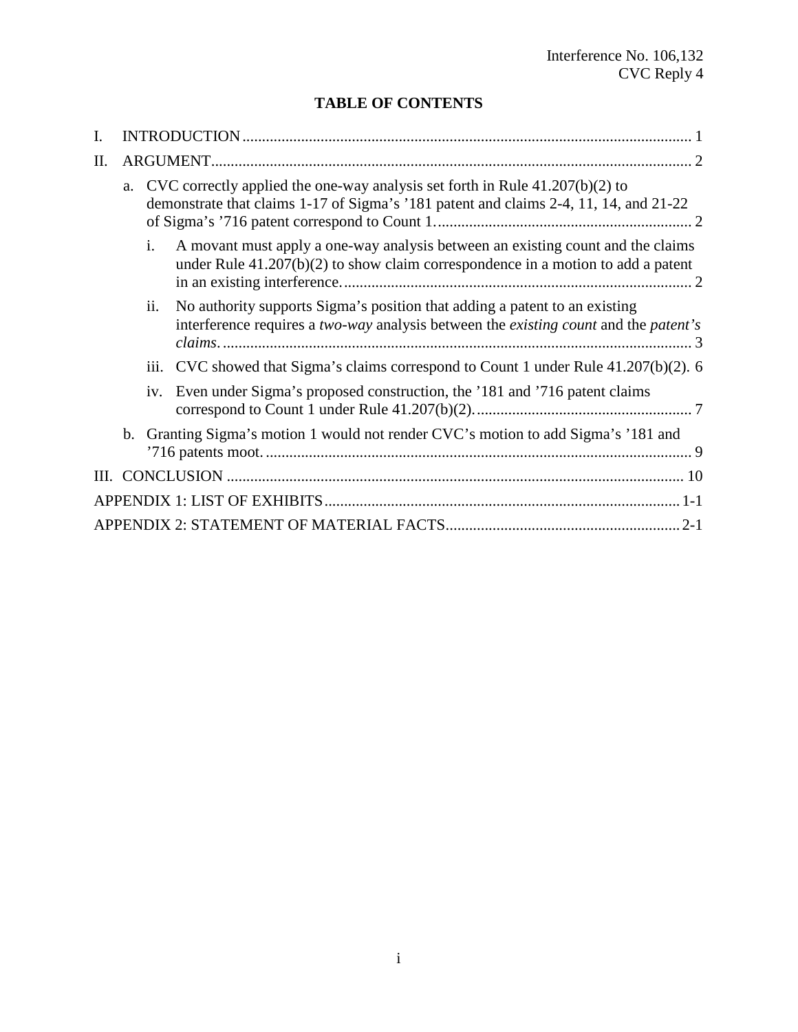# TABLE OF CONTENTS

I. INTRODUCTION .......... 1

II. ARGUMENT .......... 2

- a. CVC correctly applied the one-way analysis set forth in Rule 41.207(b)(2) to demonstrate that claims 1-17 of Sigma's '181 patent and claims 2-4, 11, 14, and 21-22 of Sigma's '716 patent correspond to Count 1. .......... 2
  - i. A movant must apply a one-way analysis between an existing count and the claims under Rule 41.207(b)(2) to show claim correspondence in a motion to add a patent in an existing interference. .......... 2
  - ii. No authority supports Sigma's position that adding a patent to an existing interference requires a *two-way* analysis between the *existing count* and the *patent's claims*. .......... 3
  - iii. CVC showed that Sigma's claims correspond to Count 1 under Rule 41.207(b)(2). 6
  - iv. Even under Sigma's proposed construction, the '181 and '716 patent claims correspond to Count 1 under Rule 41.207(b)(2). .......... 7
- b. Granting Sigma's motion 1 would not render CVC's motion to add Sigma's '181 and '716 patents moot. .......... 9

III. CONCLUSION .......... 10

APPENDIX 1: LIST OF EXHIBITS .......... 1-1

APPENDIX 2: STATEMENT OF MATERIAL FACTS .......... 2-1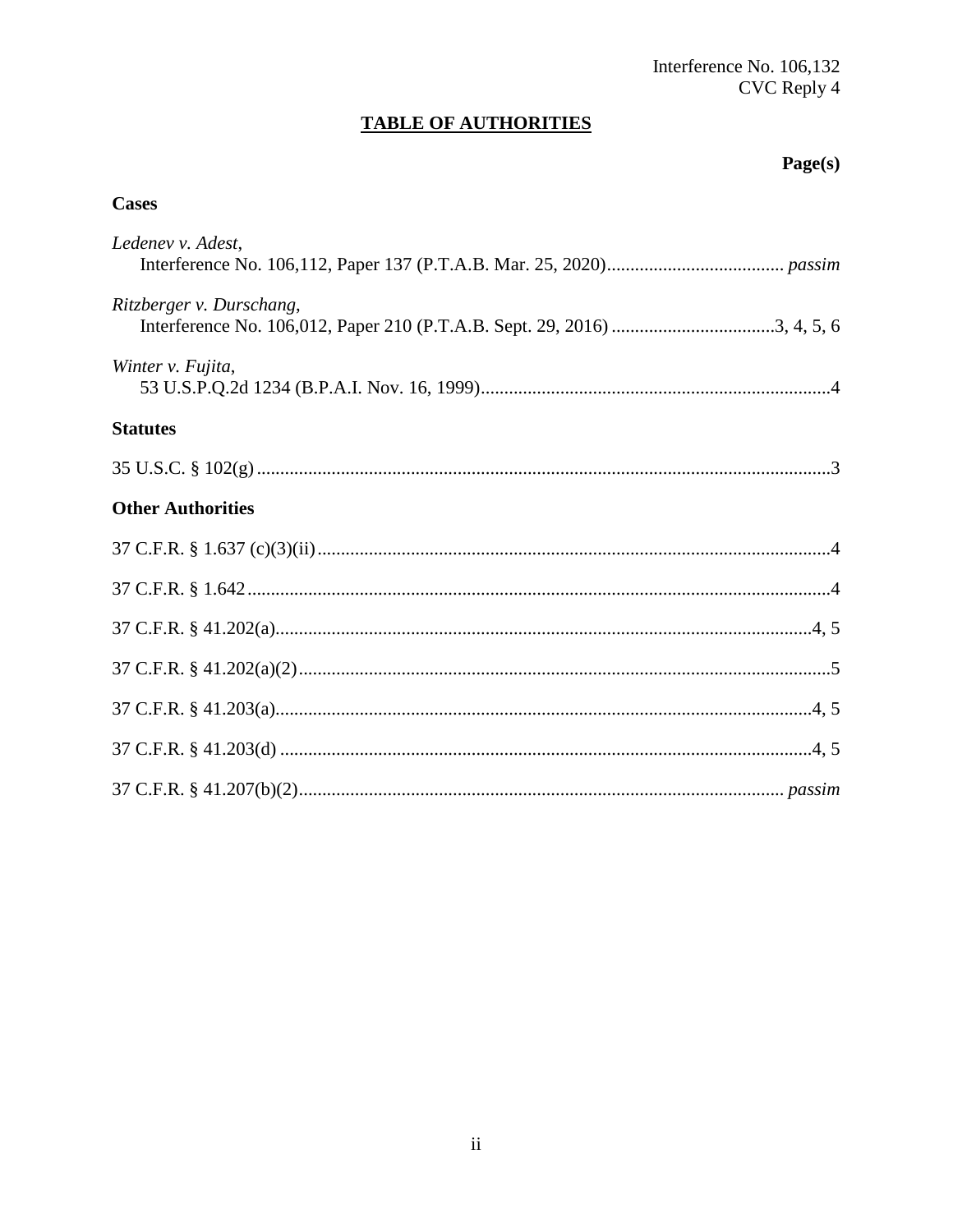# TABLE OF AUTHORITIES

**Page(s)**

## Cases

*Ledenev v. Adest*,
Interference No. 106,112, Paper 137 (P.T.A.B. Mar. 25, 2020) ...................................... *passim*

*Ritzberger v. Durschang*,
Interference No. 106,012, Paper 210 (P.T.A.B. Sept. 29, 2016) ..................................3, 4, 5, 6

*Winter v. Fujita*,
53 U.S.P.Q.2d 1234 (B.P.A.I. Nov. 16, 1999)..........................................................................4

## Statutes

35 U.S.C. § 102(g) ..........................................................................................................................3

## Other Authorities

37 C.F.R. § 1.637 (c)(3)(ii) .............................................................................................................4

37 C.F.R. § 1.642 ............................................................................................................................4

37 C.F.R. § 41.202(a)..................................................................................................................4, 5

37 C.F.R. § 41.202(a)(2).................................................................................................................5

37 C.F.R. § 41.203(a)..................................................................................................................4, 5

37 C.F.R. § 41.203(d) .................................................................................................................4, 5

37 C.F.R. § 41.207(b)(2)........................................................................................................ *passim*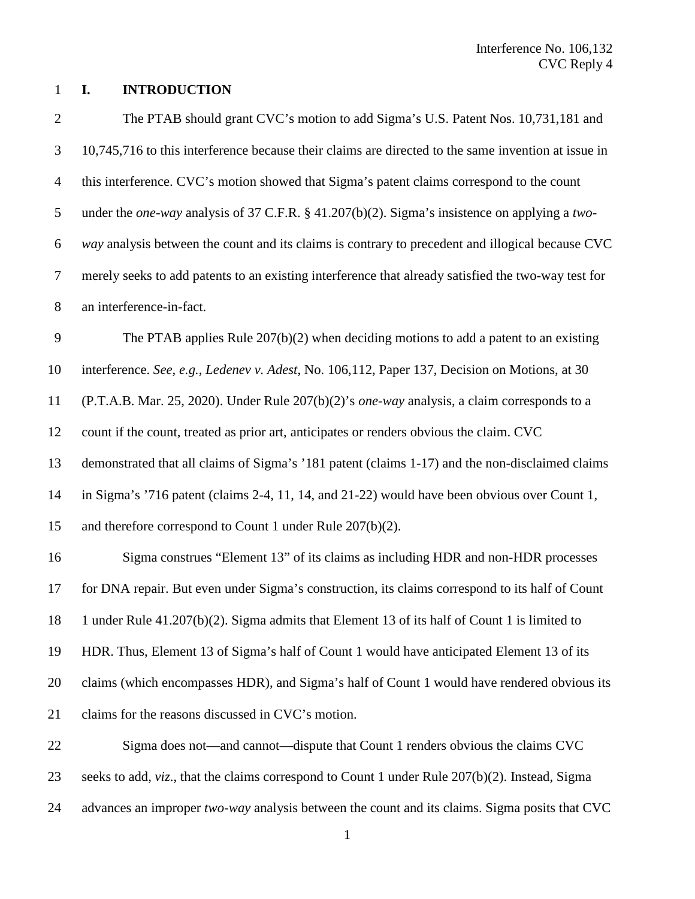# I. INTRODUCTION

The PTAB should grant CVC's motion to add Sigma's U.S. Patent Nos. 10,731,181 and 10,745,716 to this interference because their claims are directed to the same invention at issue in this interference. CVC's motion showed that Sigma's patent claims correspond to the count under the *one-way* analysis of 37 C.F.R. § 41.207(b)(2). Sigma's insistence on applying a *two-way* analysis between the count and its claims is contrary to precedent and illogical because CVC merely seeks to add patents to an existing interference that already satisfied the two-way test for an interference-in-fact.

The PTAB applies Rule 207(b)(2) when deciding motions to add a patent to an existing interference. *See, e.g.*, *Ledenev v. Adest*, No. 106,112, Paper 137, Decision on Motions, at 30 (P.T.A.B. Mar. 25, 2020). Under Rule 207(b)(2)'s *one-way* analysis, a claim corresponds to a count if the count, treated as prior art, anticipates or renders obvious the claim. CVC demonstrated that all claims of Sigma's '181 patent (claims 1-17) and the non-disclaimed claims in Sigma's '716 patent (claims 2-4, 11, 14, and 21-22) would have been obvious over Count 1, and therefore correspond to Count 1 under Rule 207(b)(2).

Sigma construes "Element 13" of its claims as including HDR and non-HDR processes for DNA repair. But even under Sigma's construction, its claims correspond to its half of Count 1 under Rule 41.207(b)(2). Sigma admits that Element 13 of its half of Count 1 is limited to HDR. Thus, Element 13 of Sigma's half of Count 1 would have anticipated Element 13 of its claims (which encompasses HDR), and Sigma's half of Count 1 would have rendered obvious its claims for the reasons discussed in CVC's motion.

Sigma does not—and cannot—dispute that Count 1 renders obvious the claims CVC seeks to add, *viz.*, that the claims correspond to Count 1 under Rule 207(b)(2). Instead, Sigma advances an improper *two-way* analysis between the count and its claims. Sigma posits that CVC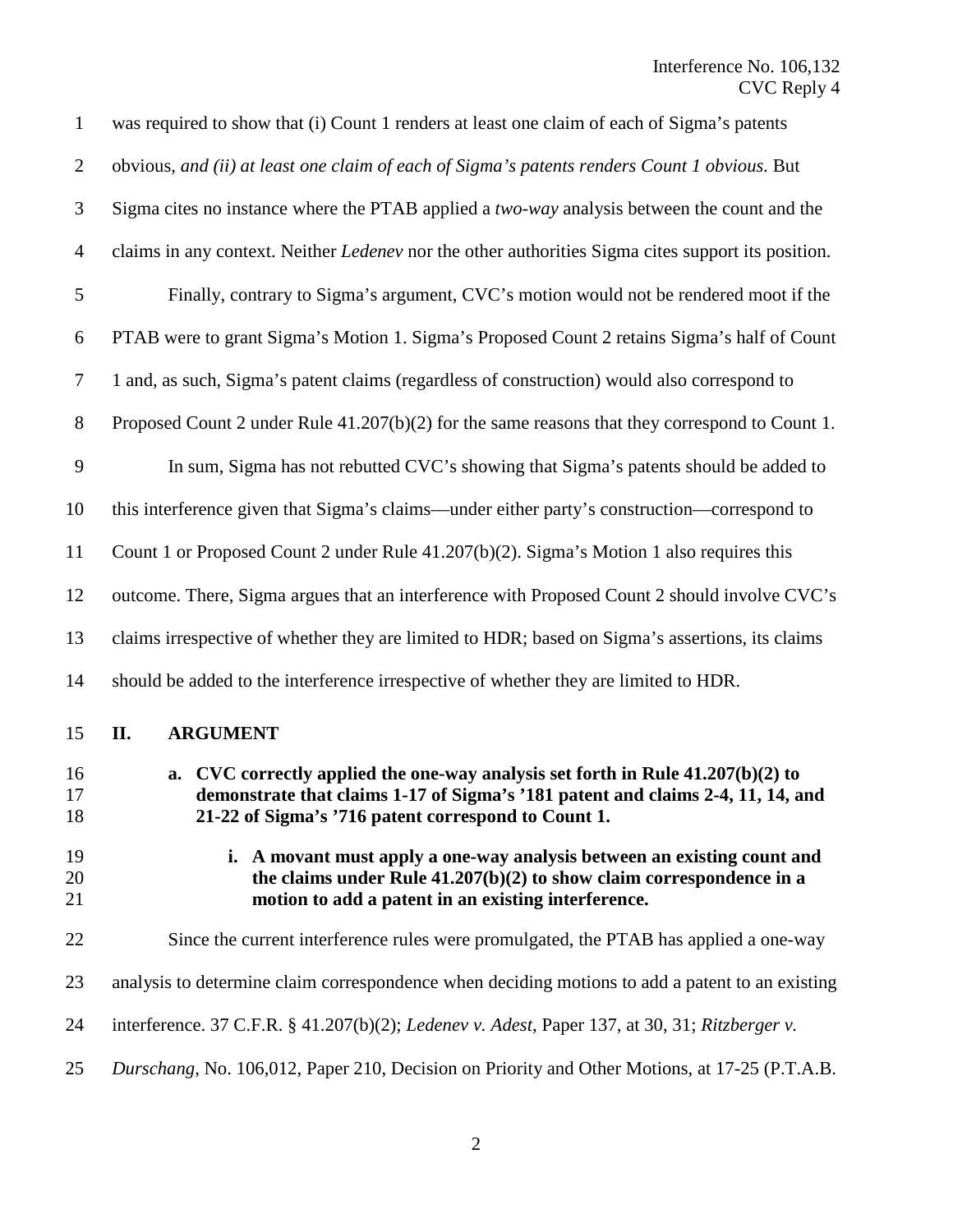was required to show that (i) Count 1 renders at least one claim of each of Sigma's patents obvious, *and (ii) at least one claim of each of Sigma's patents renders Count 1 obvious.* But Sigma cites no instance where the PTAB applied a *two-way* analysis between the count and the claims in any context. Neither *Ledenev* nor the other authorities Sigma cites support its position.

Finally, contrary to Sigma's argument, CVC's motion would not be rendered moot if the PTAB were to grant Sigma's Motion 1. Sigma's Proposed Count 2 retains Sigma's half of Count 1 and, as such, Sigma's patent claims (regardless of construction) would also correspond to Proposed Count 2 under Rule 41.207(b)(2) for the same reasons that they correspond to Count 1.

In sum, Sigma has not rebutted CVC's showing that Sigma's patents should be added to this interference given that Sigma's claims—under either party's construction—correspond to Count 1 or Proposed Count 2 under Rule 41.207(b)(2). Sigma's Motion 1 also requires this outcome. There, Sigma argues that an interference with Proposed Count 2 should involve CVC's claims irrespective of whether they are limited to HDR; based on Sigma's assertions, its claims should be added to the interference irrespective of whether they are limited to HDR.

## II. ARGUMENT

### a. CVC correctly applied the one-way analysis set forth in Rule 41.207(b)(2) to demonstrate that claims 1-17 of Sigma's '181 patent and claims 2-4, 11, 14, and 21-22 of Sigma's '716 patent correspond to Count 1.

#### i. A movant must apply a one-way analysis between an existing count and the claims under Rule 41.207(b)(2) to show claim correspondence in a motion to add a patent in an existing interference.

Since the current interference rules were promulgated, the PTAB has applied a one-way analysis to determine claim correspondence when deciding motions to add a patent to an existing interference. 37 C.F.R. § 41.207(b)(2); *Ledenev v. Adest*, Paper 137, at 30, 31; *Ritzberger v. Durschang*, No. 106,012, Paper 210, Decision on Priority and Other Motions, at 17-25 (P.T.A.B.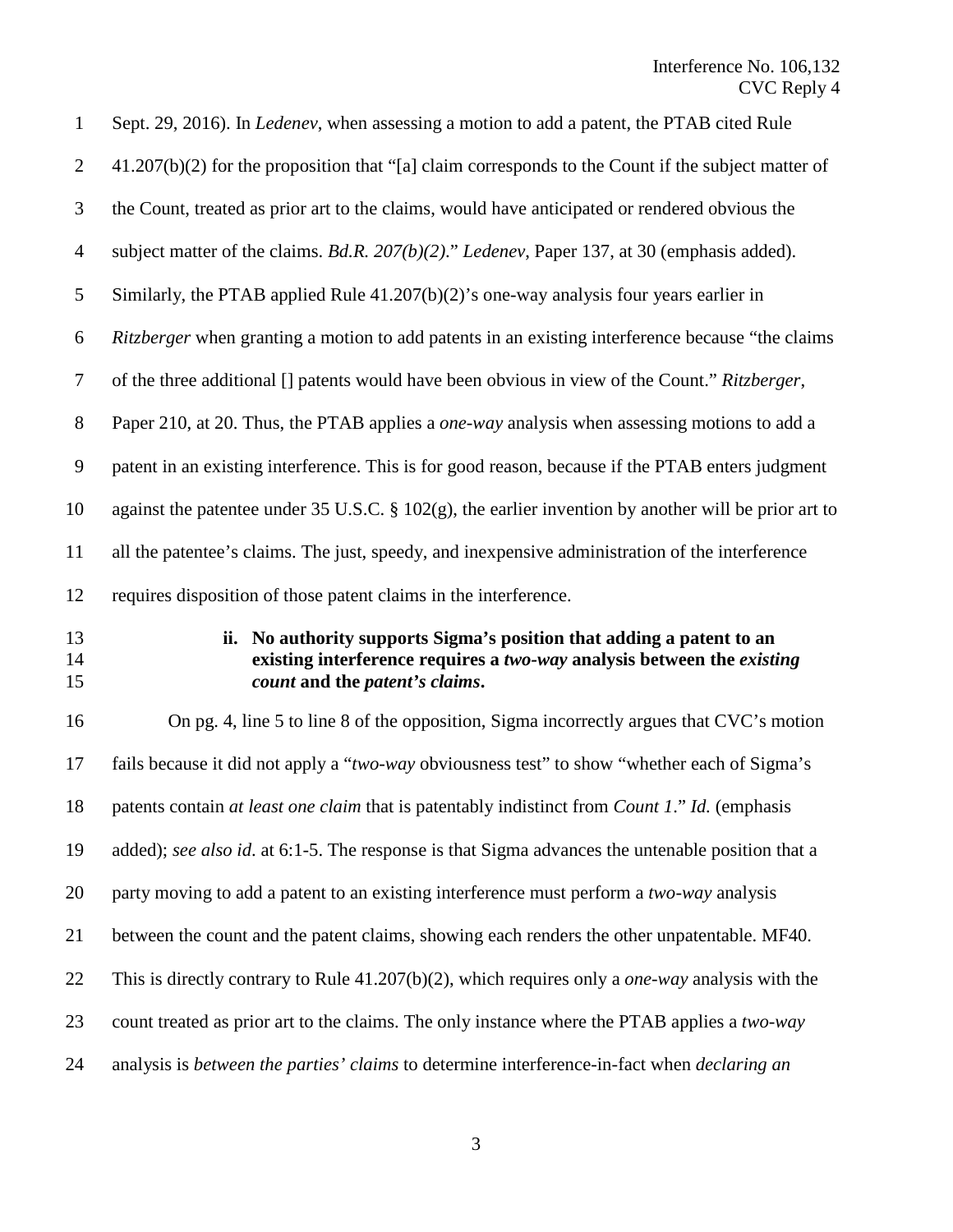Sept. 29, 2016). In *Ledenev*, when assessing a motion to add a patent, the PTAB cited Rule 41.207(b)(2) for the proposition that "[a] claim corresponds to the Count if the subject matter of the Count, treated as prior art to the claims, would have anticipated or rendered obvious the subject matter of the claims. *Bd.R. 207(b)(2)*." *Ledenev*, Paper 137, at 30 (emphasis added). Similarly, the PTAB applied Rule 41.207(b)(2)'s one-way analysis four years earlier in *Ritzberger* when granting a motion to add patents in an existing interference because "the claims of the three additional [] patents would have been obvious in view of the Count." *Ritzberger*, Paper 210, at 20. Thus, the PTAB applies a *one-way* analysis when assessing motions to add a patent in an existing interference. This is for good reason, because if the PTAB enters judgment against the patentee under 35 U.S.C. § 102(g), the earlier invention by another will be prior art to all the patentee's claims. The just, speedy, and inexpensive administration of the interference requires disposition of those patent claims in the interference.

**ii. No authority supports Sigma's position that adding a patent to an existing interference requires a *two-way* analysis between the *existing count* and the *patent's claims*.**

On pg. 4, line 5 to line 8 of the opposition, Sigma incorrectly argues that CVC's motion fails because it did not apply a "*two-way* obviousness test" to show "whether each of Sigma's patents contain *at least one claim* that is patentably indistinct from *Count 1*." *Id.* (emphasis added); *see also id*. at 6:1-5. The response is that Sigma advances the untenable position that a party moving to add a patent to an existing interference must perform a *two-way* analysis between the count and the patent claims, showing each renders the other unpatentable. MF40. This is directly contrary to Rule 41.207(b)(2), which requires only a *one-way* analysis with the count treated as prior art to the claims. The only instance where the PTAB applies a *two-way* analysis is *between the parties' claims* to determine interference-in-fact when *declaring an*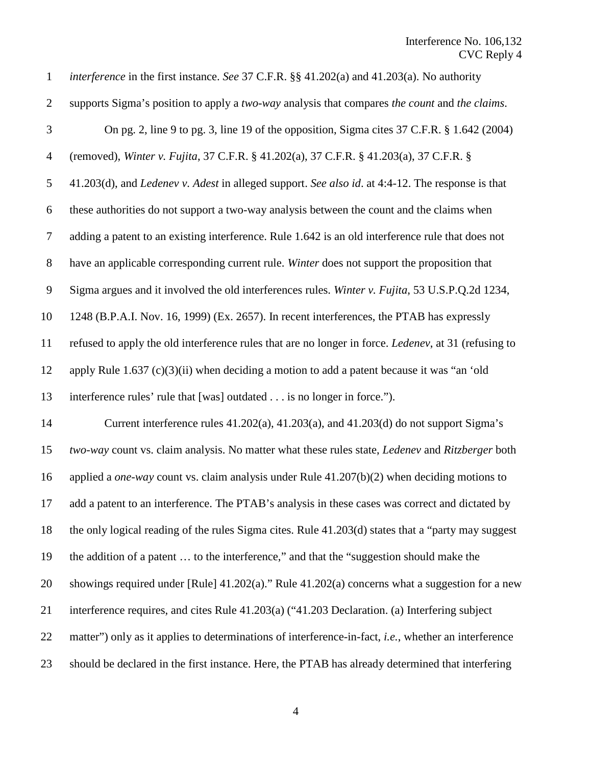*interference* in the first instance. *See* 37 C.F.R. §§ 41.202(a) and 41.203(a). No authority supports Sigma's position to apply a *two-way* analysis that compares *the count* and *the claims*.

On pg. 2, line 9 to pg. 3, line 19 of the opposition, Sigma cites 37 C.F.R. § 1.642 (2004) (removed), *Winter v. Fujita*, 37 C.F.R. § 41.202(a), 37 C.F.R. § 41.203(a), 37 C.F.R. § 41.203(d), and *Ledenev v. Adest* in alleged support. *See also id*. at 4:4-12. The response is that these authorities do not support a two-way analysis between the count and the claims when adding a patent to an existing interference. Rule 1.642 is an old interference rule that does not have an applicable corresponding current rule. *Winter* does not support the proposition that Sigma argues and it involved the old interferences rules. *Winter v. Fujita*, 53 U.S.P.Q.2d 1234, 1248 (B.P.A.I. Nov. 16, 1999) (Ex. 2657). In recent interferences, the PTAB has expressly refused to apply the old interference rules that are no longer in force. *Ledenev*, at 31 (refusing to apply Rule 1.637 (c)(3)(ii) when deciding a motion to add a patent because it was "an 'old interference rules' rule that [was] outdated . . . is no longer in force.").

Current interference rules 41.202(a), 41.203(a), and 41.203(d) do not support Sigma's *two-way* count vs. claim analysis. No matter what these rules state, *Ledenev* and *Ritzberger* both applied a *one-way* count vs. claim analysis under Rule 41.207(b)(2) when deciding motions to add a patent to an interference. The PTAB's analysis in these cases was correct and dictated by the only logical reading of the rules Sigma cites. Rule 41.203(d) states that a "party may suggest the addition of a patent … to the interference," and that the "suggestion should make the showings required under [Rule] 41.202(a)." Rule 41.202(a) concerns what a suggestion for a new interference requires, and cites Rule 41.203(a) ("41.203 Declaration. (a) Interfering subject matter") only as it applies to determinations of interference-in-fact, *i.e.*, whether an interference should be declared in the first instance. Here, the PTAB has already determined that interfering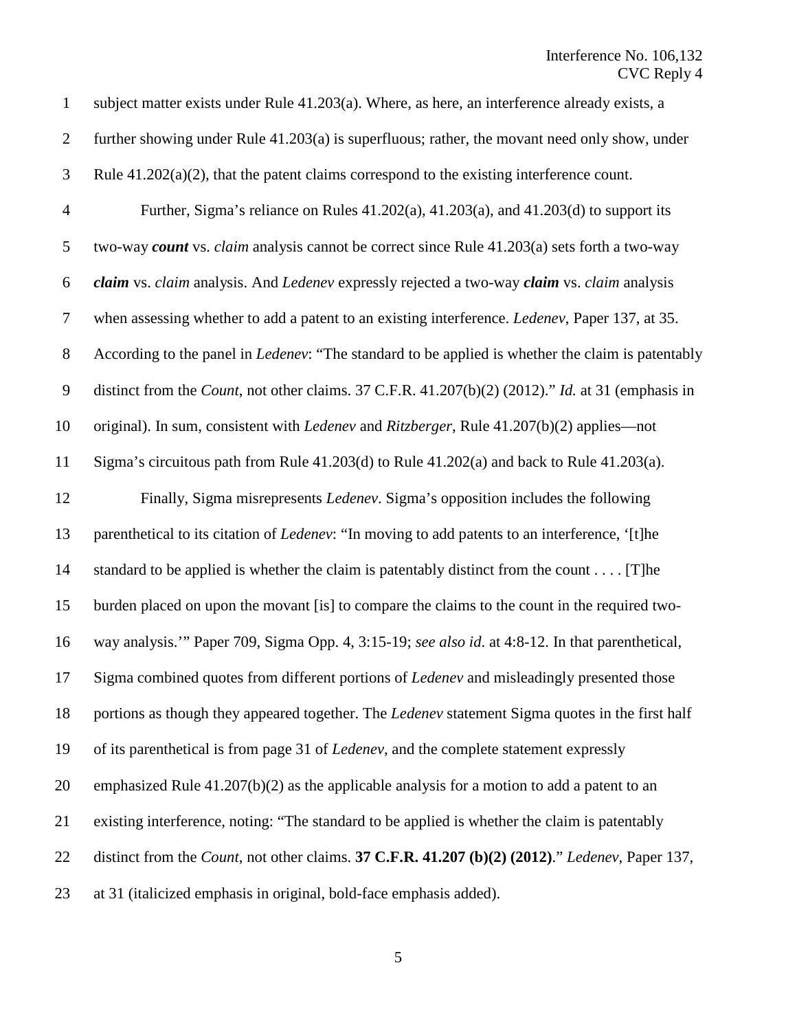subject matter exists under Rule 41.203(a). Where, as here, an interference already exists, a further showing under Rule 41.203(a) is superfluous; rather, the movant need only show, under Rule 41.202(a)(2), that the patent claims correspond to the existing interference count.

Further, Sigma's reliance on Rules 41.202(a), 41.203(a), and 41.203(d) to support its two-way ***count*** vs. *claim* analysis cannot be correct since Rule 41.203(a) sets forth a two-way ***claim*** vs. *claim* analysis. And *Ledenev* expressly rejected a two-way ***claim*** vs. *claim* analysis when assessing whether to add a patent to an existing interference. *Ledenev*, Paper 137, at 35. According to the panel in *Ledenev*: "The standard to be applied is whether the claim is patentably distinct from the *Count*, not other claims. 37 C.F.R. 41.207(b)(2) (2012)." *Id.* at 31 (emphasis in original). In sum, consistent with *Ledenev* and *Ritzberger*, Rule 41.207(b)(2) applies—not Sigma's circuitous path from Rule 41.203(d) to Rule 41.202(a) and back to Rule 41.203(a).

Finally, Sigma misrepresents *Ledenev*. Sigma's opposition includes the following parenthetical to its citation of *Ledenev*: "In moving to add patents to an interference, '[t]he standard to be applied is whether the claim is patentably distinct from the count . . . . [T]he burden placed on upon the movant [is] to compare the claims to the count in the required two-way analysis.'" Paper 709, Sigma Opp. 4, 3:15-19; *see also id*. at 4:8-12. In that parenthetical, Sigma combined quotes from different portions of *Ledenev* and misleadingly presented those portions as though they appeared together. The *Ledenev* statement Sigma quotes in the first half of its parenthetical is from page 31 of *Ledenev*, and the complete statement expressly emphasized Rule 41.207(b)(2) as the applicable analysis for a motion to add a patent to an existing interference, noting: "The standard to be applied is whether the claim is patentably distinct from the *Count*, not other claims. **37 C.F.R. 41.207 (b)(2) (2012)**." *Ledenev*, Paper 137, at 31 (italicized emphasis in original, bold-face emphasis added).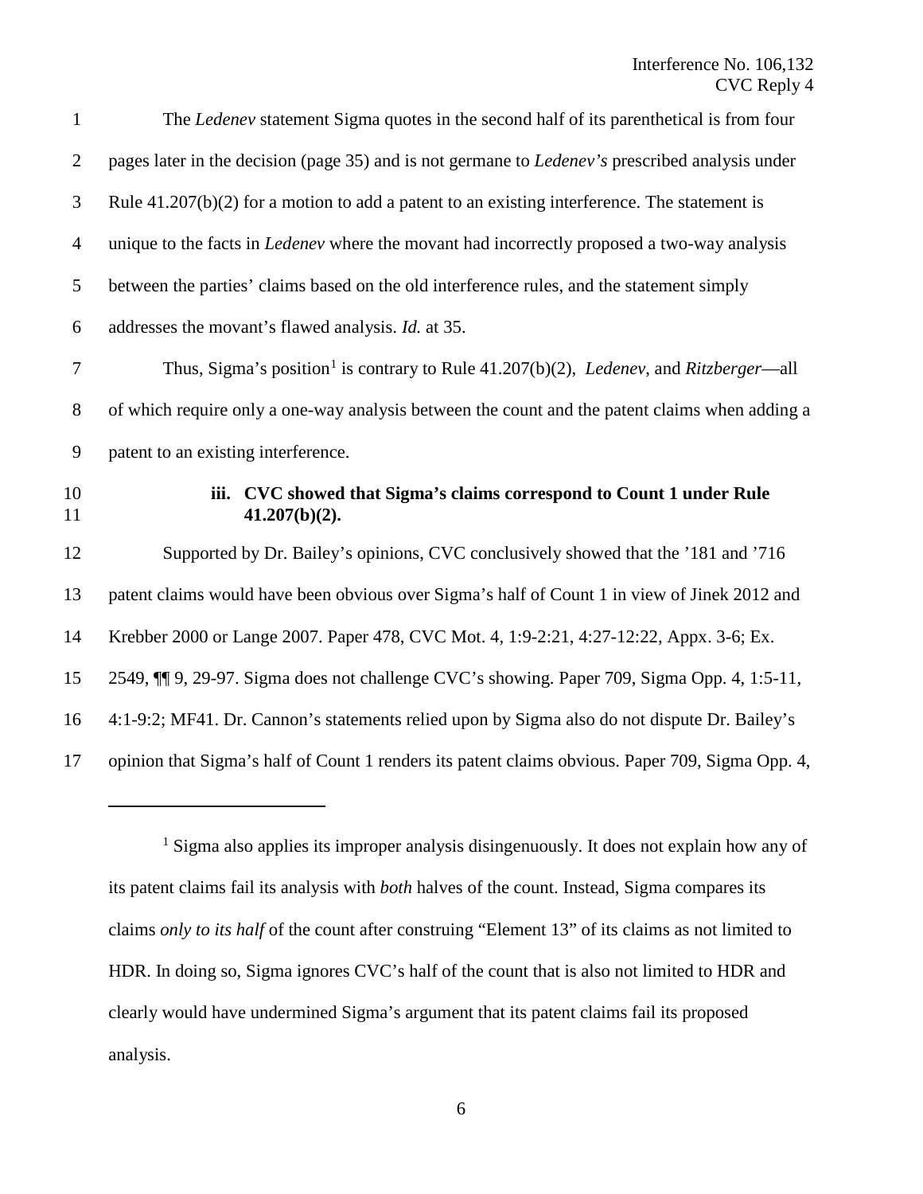The *Ledenev* statement Sigma quotes in the second half of its parenthetical is from four pages later in the decision (page 35) and is not germane to *Ledenev's* prescribed analysis under Rule 41.207(b)(2) for a motion to add a patent to an existing interference. The statement is unique to the facts in *Ledenev* where the movant had incorrectly proposed a two-way analysis between the parties' claims based on the old interference rules, and the statement simply addresses the movant's flawed analysis. *Id.* at 35.

Thus, Sigma's position[1] is contrary to Rule 41.207(b)(2), *Ledenev*, and *Ritzberger*—all of which require only a one-way analysis between the count and the patent claims when adding a patent to an existing interference.

**iii. CVC showed that Sigma's claims correspond to Count 1 under Rule 41.207(b)(2).**

Supported by Dr. Bailey's opinions, CVC conclusively showed that the '181 and '716 patent claims would have been obvious over Sigma's half of Count 1 in view of Jinek 2012 and Krebber 2000 or Lange 2007. Paper 478, CVC Mot. 4, 1:9-2:21, 4:27-12:22, Appx. 3-6; Ex. 2549, ¶¶ 9, 29-97. Sigma does not challenge CVC's showing. Paper 709, Sigma Opp. 4, 1:5-11, 4:1-9:2; MF41. Dr. Cannon's statements relied upon by Sigma also do not dispute Dr. Bailey's opinion that Sigma's half of Count 1 renders its patent claims obvious. Paper 709, Sigma Opp. 4,

[1] Sigma also applies its improper analysis disingenuously. It does not explain how any of its patent claims fail its analysis with *both* halves of the count. Instead, Sigma compares its claims *only to its half* of the count after construing "Element 13" of its claims as not limited to HDR. In doing so, Sigma ignores CVC's half of the count that is also not limited to HDR and clearly would have undermined Sigma's argument that its patent claims fail its proposed analysis.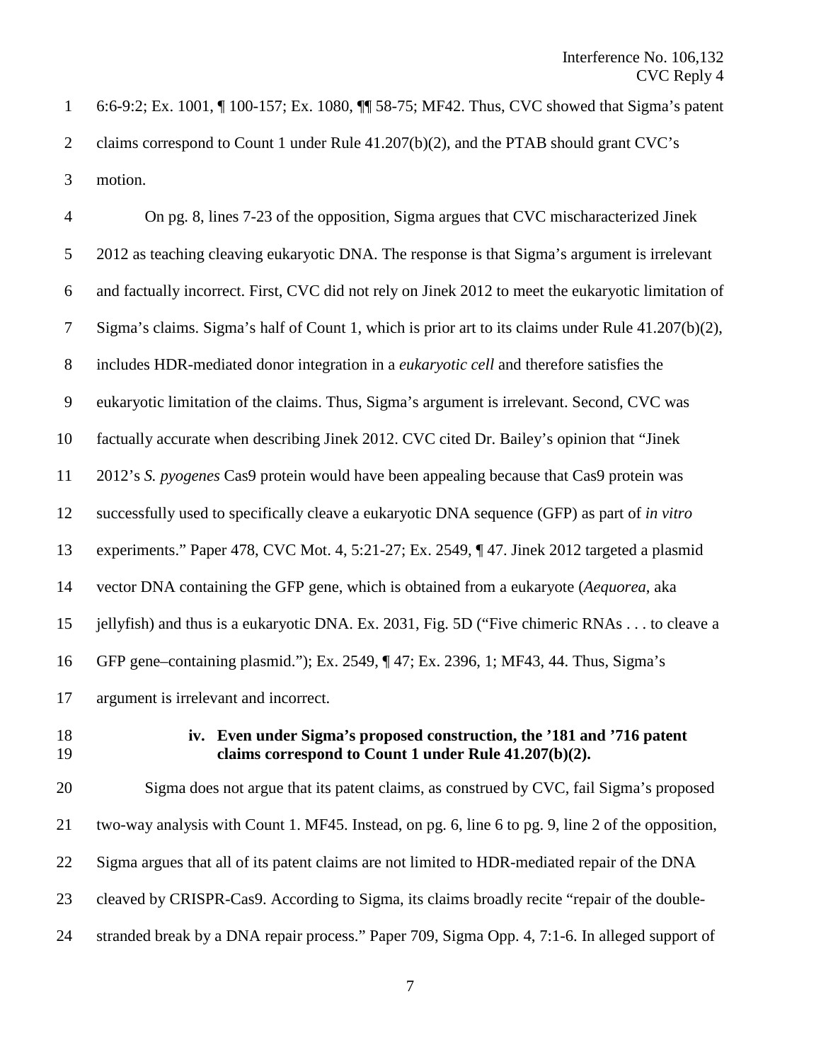6:6-9:2; Ex. 1001, ¶ 100-157; Ex. 1080, ¶¶ 58-75; MF42. Thus, CVC showed that Sigma's patent claims correspond to Count 1 under Rule 41.207(b)(2), and the PTAB should grant CVC's motion.

On pg. 8, lines 7-23 of the opposition, Sigma argues that CVC mischaracterized Jinek 2012 as teaching cleaving eukaryotic DNA. The response is that Sigma's argument is irrelevant and factually incorrect. First, CVC did not rely on Jinek 2012 to meet the eukaryotic limitation of Sigma's claims. Sigma's half of Count 1, which is prior art to its claims under Rule 41.207(b)(2), includes HDR-mediated donor integration in a *eukaryotic cell* and therefore satisfies the eukaryotic limitation of the claims. Thus, Sigma's argument is irrelevant. Second, CVC was factually accurate when describing Jinek 2012. CVC cited Dr. Bailey's opinion that "Jinek 2012's *S. pyogenes* Cas9 protein would have been appealing because that Cas9 protein was successfully used to specifically cleave a eukaryotic DNA sequence (GFP) as part of *in vitro* experiments." Paper 478, CVC Mot. 4, 5:21-27; Ex. 2549, ¶ 47. Jinek 2012 targeted a plasmid vector DNA containing the GFP gene, which is obtained from a eukaryote (*Aequorea*, aka jellyfish) and thus is a eukaryotic DNA. Ex. 2031, Fig. 5D ("Five chimeric RNAs . . . to cleave a GFP gene–containing plasmid."); Ex. 2549, ¶ 47; Ex. 2396, 1; MF43, 44. Thus, Sigma's argument is irrelevant and incorrect.

**iv. Even under Sigma's proposed construction, the '181 and '716 patent claims correspond to Count 1 under Rule 41.207(b)(2).**

Sigma does not argue that its patent claims, as construed by CVC, fail Sigma's proposed two-way analysis with Count 1. MF45. Instead, on pg. 6, line 6 to pg. 9, line 2 of the opposition, Sigma argues that all of its patent claims are not limited to HDR-mediated repair of the DNA cleaved by CRISPR-Cas9. According to Sigma, its claims broadly recite "repair of the double-stranded break by a DNA repair process." Paper 709, Sigma Opp. 4, 7:1-6. In alleged support of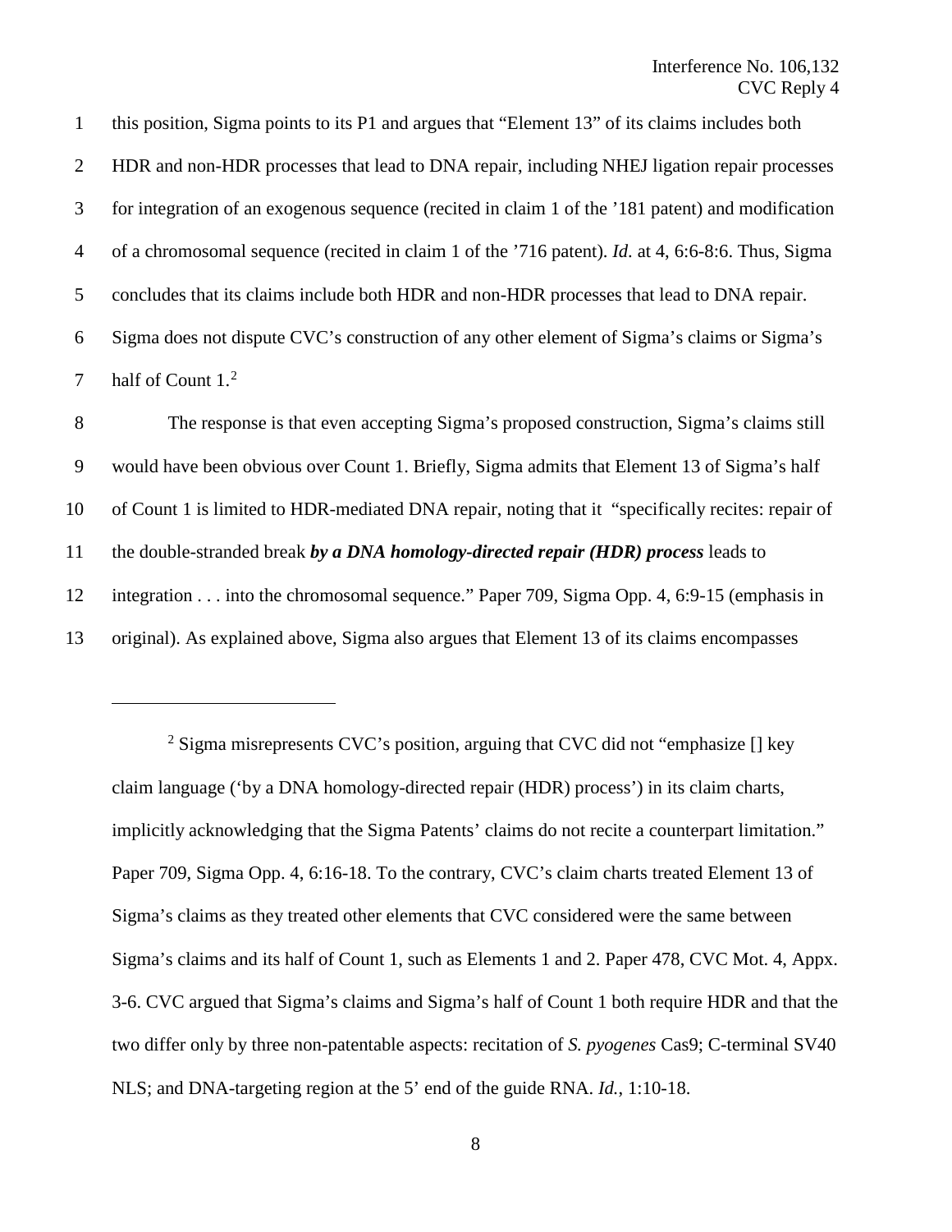this position, Sigma points to its P1 and argues that "Element 13" of its claims includes both HDR and non-HDR processes that lead to DNA repair, including NHEJ ligation repair processes for integration of an exogenous sequence (recited in claim 1 of the '181 patent) and modification of a chromosomal sequence (recited in claim 1 of the '716 patent). *Id*. at 4, 6:6-8:6. Thus, Sigma concludes that its claims include both HDR and non-HDR processes that lead to DNA repair. Sigma does not dispute CVC's construction of any other element of Sigma's claims or Sigma's half of Count 1.[2]

The response is that even accepting Sigma's proposed construction, Sigma's claims still would have been obvious over Count 1. Briefly, Sigma admits that Element 13 of Sigma's half of Count 1 is limited to HDR-mediated DNA repair, noting that it "specifically recites: repair of the double-stranded break ***by a DNA homology-directed repair (HDR) process*** leads to integration . . . into the chromosomal sequence." Paper 709, Sigma Opp. 4, 6:9-15 (emphasis in original). As explained above, Sigma also argues that Element 13 of its claims encompasses

---

[2] Sigma misrepresents CVC's position, arguing that CVC did not "emphasize [] key claim language ('by a DNA homology-directed repair (HDR) process') in its claim charts, implicitly acknowledging that the Sigma Patents' claims do not recite a counterpart limitation." Paper 709, Sigma Opp. 4, 6:16-18. To the contrary, CVC's claim charts treated Element 13 of Sigma's claims as they treated other elements that CVC considered were the same between Sigma's claims and its half of Count 1, such as Elements 1 and 2. Paper 478, CVC Mot. 4, Appx. 3-6. CVC argued that Sigma's claims and Sigma's half of Count 1 both require HDR and that the two differ only by three non-patentable aspects: recitation of *S. pyogenes* Cas9; C-terminal SV40 NLS; and DNA-targeting region at the 5' end of the guide RNA. *Id.*, 1:10-18.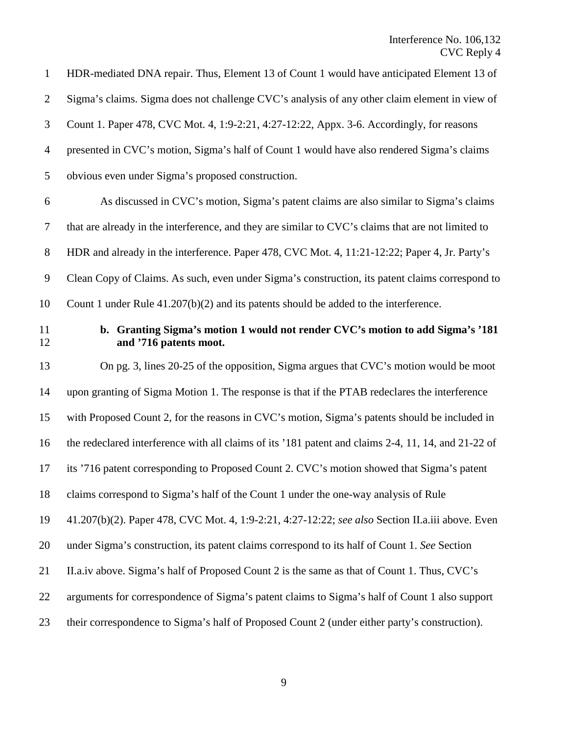HDR-mediated DNA repair. Thus, Element 13 of Count 1 would have anticipated Element 13 of Sigma's claims. Sigma does not challenge CVC's analysis of any other claim element in view of Count 1. Paper 478, CVC Mot. 4, 1:9-2:21, 4:27-12:22, Appx. 3-6. Accordingly, for reasons presented in CVC's motion, Sigma's half of Count 1 would have also rendered Sigma's claims obvious even under Sigma's proposed construction.

As discussed in CVC's motion, Sigma's patent claims are also similar to Sigma's claims that are already in the interference, and they are similar to CVC's claims that are not limited to HDR and already in the interference. Paper 478, CVC Mot. 4, 11:21-12:22; Paper 4, Jr. Party's Clean Copy of Claims. As such, even under Sigma's construction, its patent claims correspond to Count 1 under Rule 41.207(b)(2) and its patents should be added to the interference.

**b. Granting Sigma's motion 1 would not render CVC's motion to add Sigma's '181 and '716 patents moot.**

On pg. 3, lines 20-25 of the opposition, Sigma argues that CVC's motion would be moot upon granting of Sigma Motion 1. The response is that if the PTAB redeclares the interference with Proposed Count 2, for the reasons in CVC's motion, Sigma's patents should be included in the redeclared interference with all claims of its '181 patent and claims 2-4, 11, 14, and 21-22 of its '716 patent corresponding to Proposed Count 2. CVC's motion showed that Sigma's patent claims correspond to Sigma's half of the Count 1 under the one-way analysis of Rule 41.207(b)(2). Paper 478, CVC Mot. 4, 1:9-2:21, 4:27-12:22; *see also* Section II.a.iii above. Even under Sigma's construction, its patent claims correspond to its half of Count 1. *See* Section II.a.iv above. Sigma's half of Proposed Count 2 is the same as that of Count 1. Thus, CVC's arguments for correspondence of Sigma's patent claims to Sigma's half of Count 1 also support their correspondence to Sigma's half of Proposed Count 2 (under either party's construction).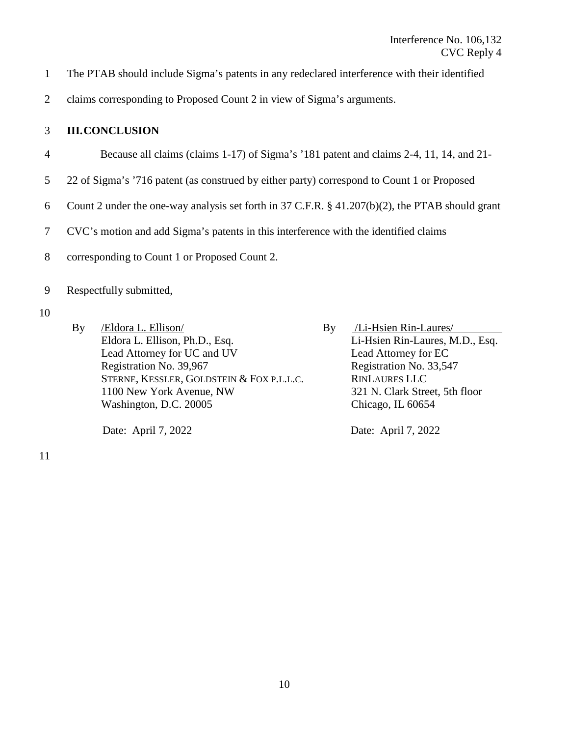The PTAB should include Sigma's patents in any redeclared interference with their identified claims corresponding to Proposed Count 2 in view of Sigma's arguments.

## III. CONCLUSION

Because all claims (claims 1-17) of Sigma's '181 patent and claims 2-4, 11, 14, and 21-22 of Sigma's '716 patent (as construed by either party) correspond to Count 1 or Proposed Count 2 under the one-way analysis set forth in 37 C.F.R. § 41.207(b)(2), the PTAB should grant CVC's motion and add Sigma's patents in this interference with the identified claims corresponding to Count 1 or Proposed Count 2.

Respectfully submitted,

By /Eldora L. Ellison/
Eldora L. Ellison, Ph.D., Esq.
Lead Attorney for UC and UV
Registration No. 39,967
STERNE, KESSLER, GOLDSTEIN & FOX P.L.L.C.
1100 New York Avenue, NW
Washington, D.C. 20005

Date: April 7, 2022

By /Li-Hsien Rin-Laures/
Li-Hsien Rin-Laures, M.D., Esq.
Lead Attorney for EC
Registration No. 33,547
RINLAURES LLC
321 N. Clark Street, 5th floor
Chicago, IL 60654

Date: April 7, 2022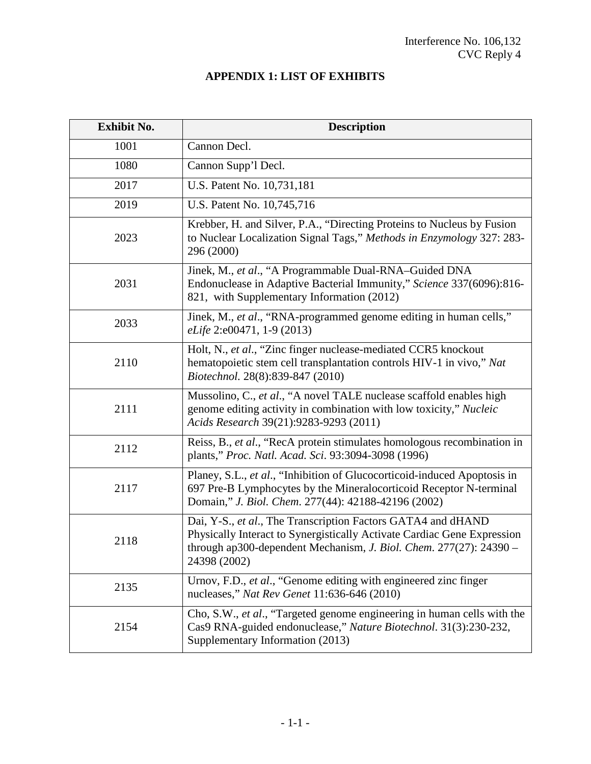## APPENDIX 1: LIST OF EXHIBITS

| Exhibit No. | Description |
|---|---|
| 1001 | Cannon Decl. |
| 1080 | Cannon Supp'l Decl. |
| 2017 | U.S. Patent No. 10,731,181 |
| 2019 | U.S. Patent No. 10,745,716 |
| 2023 | Krebber, H. and Silver, P.A., "Directing Proteins to Nucleus by Fusion to Nuclear Localization Signal Tags," *Methods in Enzymology* 327: 283-296 (2000) |
| 2031 | Jinek, M., *et al*., "A Programmable Dual-RNA–Guided DNA Endonuclease in Adaptive Bacterial Immunity," *Science* 337(6096):816-821, with Supplementary Information (2012) |
| 2033 | Jinek, M., *et al*., "RNA-programmed genome editing in human cells," *eLife* 2:e00471, 1-9 (2013) |
| 2110 | Holt, N., *et al*., "Zinc finger nuclease-mediated CCR5 knockout hematopoietic stem cell transplantation controls HIV-1 in vivo," *Nat Biotechnol.* 28(8):839-847 (2010) |
| 2111 | Mussolino, C., *et al*., "A novel TALE nuclease scaffold enables high genome editing activity in combination with low toxicity," *Nucleic Acids Research* 39(21):9283-9293 (2011) |
| 2112 | Reiss, B., *et al*., "RecA protein stimulates homologous recombination in plants," *Proc. Natl. Acad. Sci*. 93:3094-3098 (1996) |
| 2117 | Planey, S.L., *et al*., "Inhibition of Glucocorticoid-induced Apoptosis in 697 Pre-B Lymphocytes by the Mineralocorticoid Receptor N-terminal Domain," *J. Biol. Chem*. 277(44): 42188-42196 (2002) |
| 2118 | Dai, Y-S., *et al*., The Transcription Factors GATA4 and dHAND Physically Interact to Synergistically Activate Cardiac Gene Expression through ap300-dependent Mechanism, *J. Biol. Chem*. 277(27): 24390 – 24398 (2002) |
| 2135 | Urnov, F.D., *et al*., "Genome editing with engineered zinc finger nucleases," *Nat Rev Genet* 11:636-646 (2010) |
| 2154 | Cho, S.W., *et al*., "Targeted genome engineering in human cells with the Cas9 RNA-guided endonuclease," *Nature Biotechnol*. 31(3):230-232, Supplementary Information (2013) |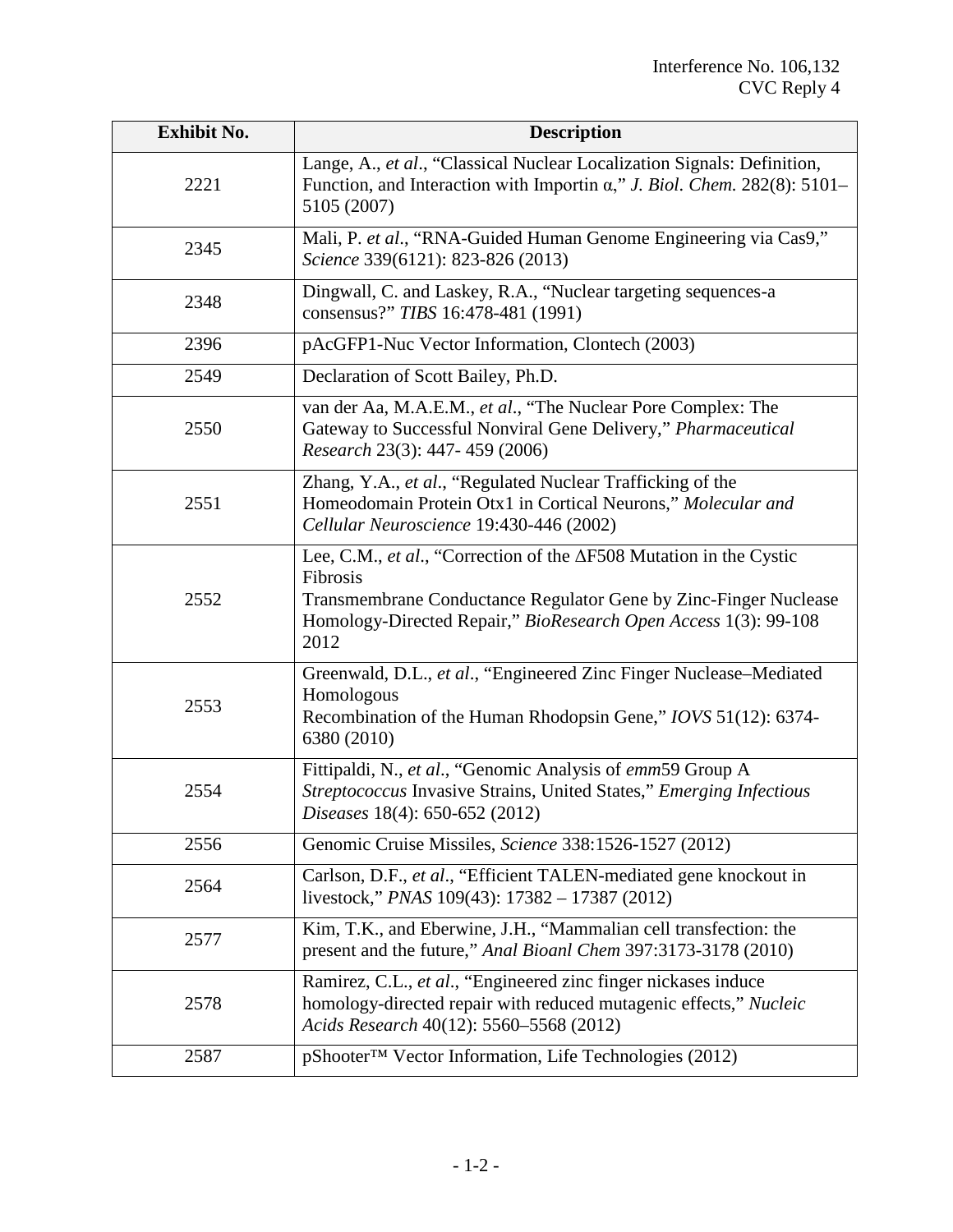| Exhibit No. | Description |
| --- | --- |
| 2221 | Lange, A., *et al*., "Classical Nuclear Localization Signals: Definition, Function, and Interaction with Importin α," *J. Biol. Chem.* 282(8): 5101–5105 (2007) |
| 2345 | Mali, P. *et al*., "RNA-Guided Human Genome Engineering via Cas9," *Science* 339(6121): 823-826 (2013) |
| 2348 | Dingwall, C. and Laskey, R.A., "Nuclear targeting sequences-a consensus?" *TIBS* 16:478-481 (1991) |
| 2396 | pAcGFP1-Nuc Vector Information, Clontech (2003) |
| 2549 | Declaration of Scott Bailey, Ph.D. |
| 2550 | van der Aa, M.A.E.M., *et al*., "The Nuclear Pore Complex: The Gateway to Successful Nonviral Gene Delivery," *Pharmaceutical Research* 23(3): 447- 459 (2006) |
| 2551 | Zhang, Y.A., *et al*., "Regulated Nuclear Trafficking of the Homeodomain Protein Otx1 in Cortical Neurons," *Molecular and Cellular Neuroscience* 19:430-446 (2002) |
| 2552 | Lee, C.M., *et al*., "Correction of the ΔF508 Mutation in the Cystic Fibrosis Transmembrane Conductance Regulator Gene by Zinc-Finger Nuclease Homology-Directed Repair," *BioResearch Open Access* 1(3): 99-108 2012 |
| 2553 | Greenwald, D.L., *et al*., "Engineered Zinc Finger Nuclease–Mediated Homologous Recombination of the Human Rhodopsin Gene," *IOVS* 51(12): 6374-6380 (2010) |
| 2554 | Fittipaldi, N., *et al*., "Genomic Analysis of *emm*59 Group A *Streptococcus* Invasive Strains, United States," *Emerging Infectious Diseases* 18(4): 650-652 (2012) |
| 2556 | Genomic Cruise Missiles, *Science* 338:1526-1527 (2012) |
| 2564 | Carlson, D.F., *et al*., "Efficient TALEN-mediated gene knockout in livestock," *PNAS* 109(43): 17382 – 17387 (2012) |
| 2577 | Kim, T.K., and Eberwine, J.H., "Mammalian cell transfection: the present and the future," *Anal Bioanl Chem* 397:3173-3178 (2010) |
| 2578 | Ramirez, C.L., *et al*., "Engineered zinc finger nickases induce homology-directed repair with reduced mutagenic effects," *Nucleic Acids Research* 40(12): 5560–5568 (2012) |
| 2587 | pShooter™ Vector Information, Life Technologies (2012) |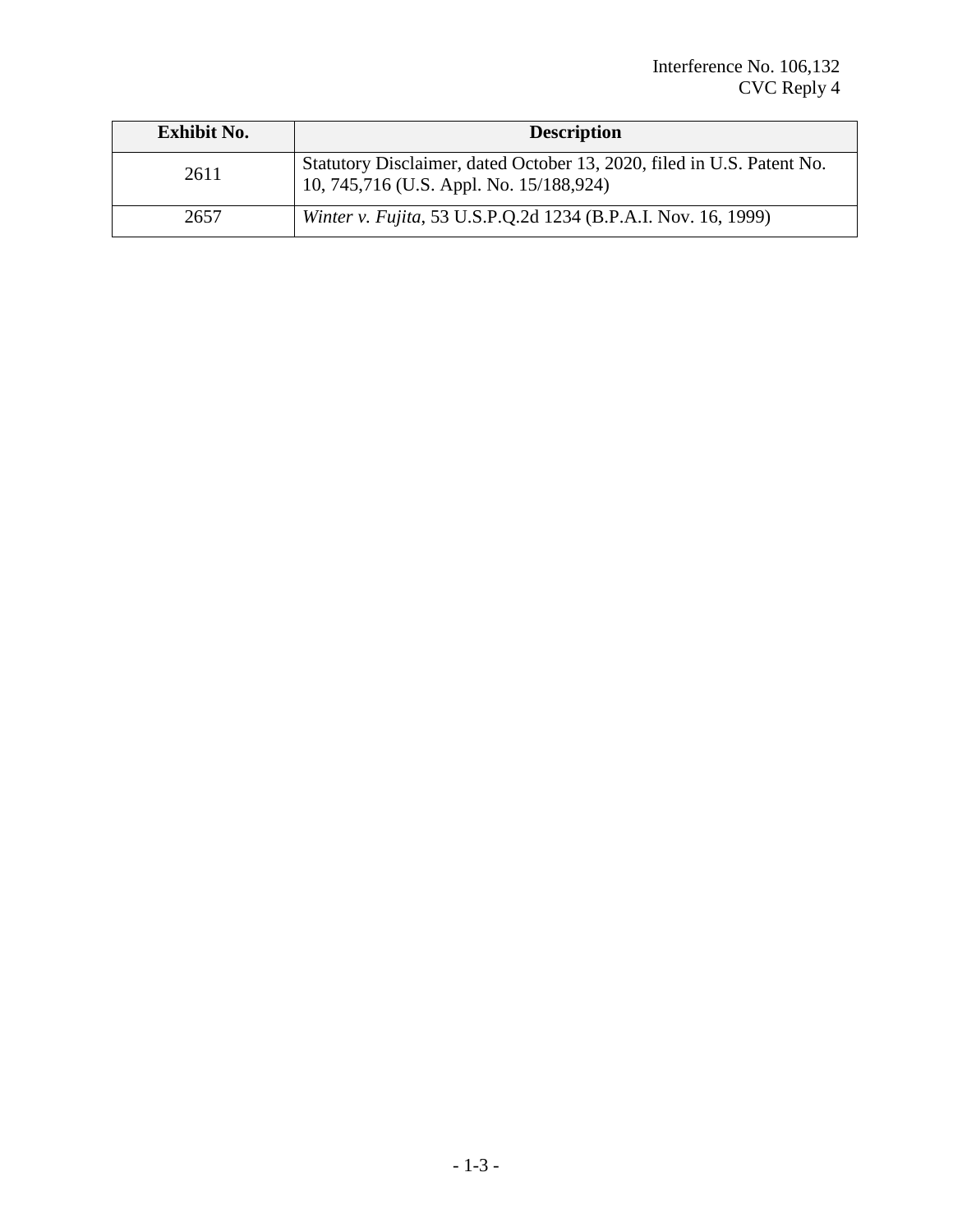| Exhibit No. | Description |
| --- | --- |
| 2611 | Statutory Disclaimer, dated October 13, 2020, filed in U.S. Patent No. 10, 745,716 (U.S. Appl. No. 15/188,924) |
| 2657 | *Winter v. Fujita*, 53 U.S.P.Q.2d 1234 (B.P.A.I. Nov. 16, 1999) |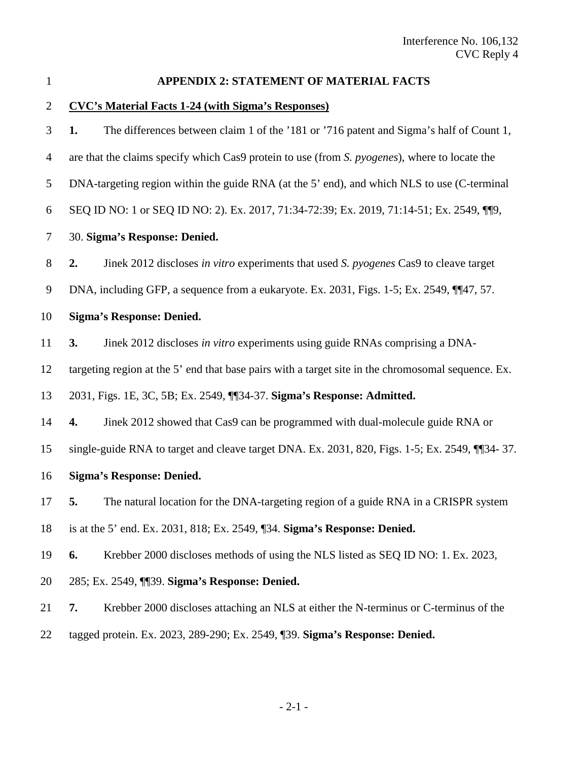## APPENDIX 2: STATEMENT OF MATERIAL FACTS

**CVC's Material Facts 1-24 (with Sigma's Responses)**

**1.** The differences between claim 1 of the '181 or '716 patent and Sigma's half of Count 1, are that the claims specify which Cas9 protein to use (from *S. pyogenes*), where to locate the DNA-targeting region within the guide RNA (at the 5' end), and which NLS to use (C-terminal SEQ ID NO: 1 or SEQ ID NO: 2). Ex. 2017, 71:34-72:39; Ex. 2019, 71:14-51; Ex. 2549, ¶¶9, 30. **Sigma's Response: Denied.**

**2.** Jinek 2012 discloses *in vitro* experiments that used *S. pyogenes* Cas9 to cleave target DNA, including GFP, a sequence from a eukaryote. Ex. 2031, Figs. 1-5; Ex. 2549, ¶¶47, 57. **Sigma's Response: Denied.**

**3.** Jinek 2012 discloses *in vitro* experiments using guide RNAs comprising a DNA-targeting region at the 5' end that base pairs with a target site in the chromosomal sequence. Ex. 2031, Figs. 1E, 3C, 5B; Ex. 2549, ¶¶34-37. **Sigma's Response: Admitted.**

**4.** Jinek 2012 showed that Cas9 can be programmed with dual-molecule guide RNA or single-guide RNA to target and cleave target DNA. Ex. 2031, 820, Figs. 1-5; Ex. 2549, ¶¶34- 37. **Sigma's Response: Denied.**

**5.** The natural location for the DNA-targeting region of a guide RNA in a CRISPR system is at the 5' end. Ex. 2031, 818; Ex. 2549, ¶34. **Sigma's Response: Denied.**

**6.** Krebber 2000 discloses methods of using the NLS listed as SEQ ID NO: 1. Ex. 2023, 285; Ex. 2549, ¶¶39. **Sigma's Response: Denied.**

**7.** Krebber 2000 discloses attaching an NLS at either the N-terminus or C-terminus of the tagged protein. Ex. 2023, 289-290; Ex. 2549, ¶39. **Sigma's Response: Denied.**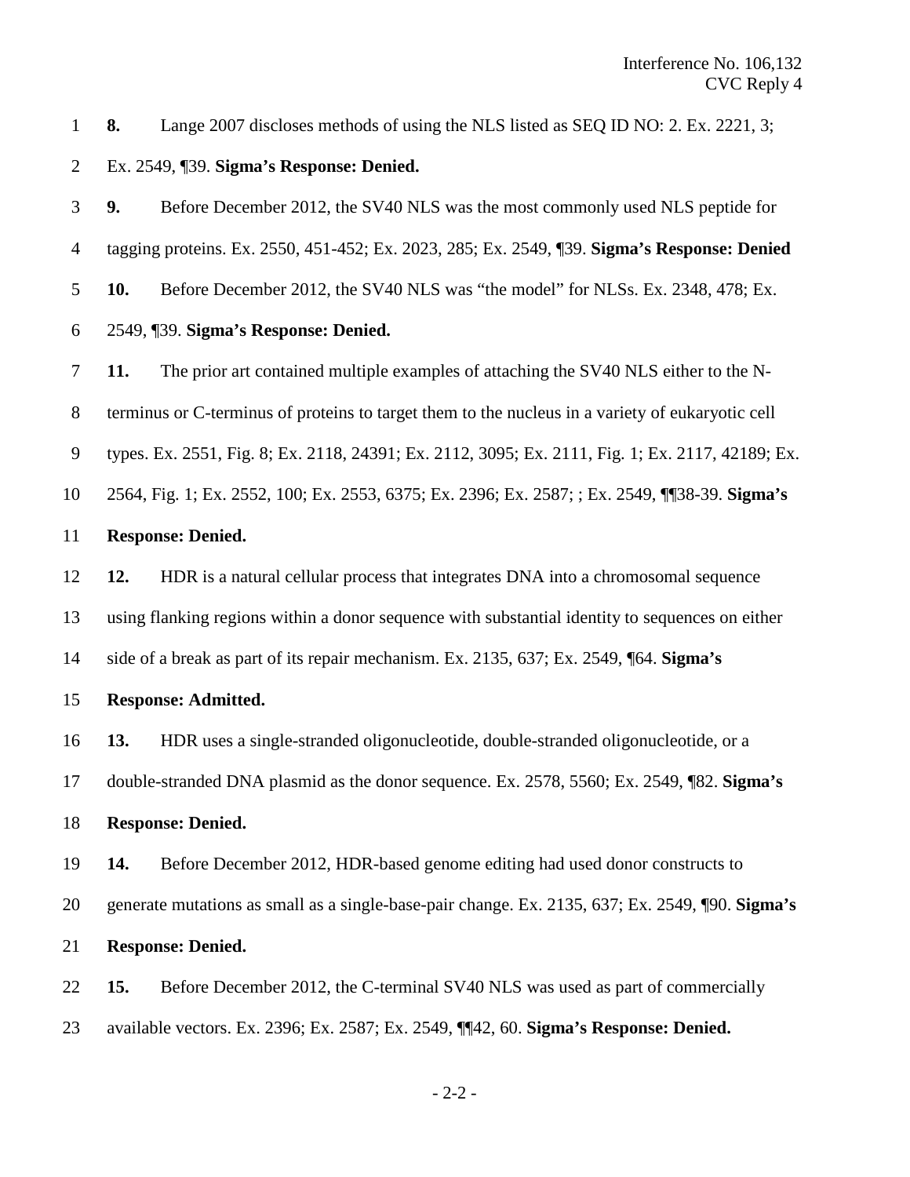**8.** Lange 2007 discloses methods of using the NLS listed as SEQ ID NO: 2. Ex. 2221, 3; Ex. 2549, ¶39. **Sigma's Response: Denied.**

**9.** Before December 2012, the SV40 NLS was the most commonly used NLS peptide for tagging proteins. Ex. 2550, 451-452; Ex. 2023, 285; Ex. 2549, ¶39. **Sigma's Response: Denied**

**10.** Before December 2012, the SV40 NLS was "the model" for NLSs. Ex. 2348, 478; Ex. 2549, ¶39. **Sigma's Response: Denied.**

**11.** The prior art contained multiple examples of attaching the SV40 NLS either to the N-terminus or C-terminus of proteins to target them to the nucleus in a variety of eukaryotic cell types. Ex. 2551, Fig. 8; Ex. 2118, 24391; Ex. 2112, 3095; Ex. 2111, Fig. 1; Ex. 2117, 42189; Ex. 2564, Fig. 1; Ex. 2552, 100; Ex. 2553, 6375; Ex. 2396; Ex. 2587; ; Ex. 2549, ¶¶38-39. **Sigma's Response: Denied.**

**12.** HDR is a natural cellular process that integrates DNA into a chromosomal sequence using flanking regions within a donor sequence with substantial identity to sequences on either side of a break as part of its repair mechanism. Ex. 2135, 637; Ex. 2549, ¶64. **Sigma's Response: Admitted.**

**13.** HDR uses a single-stranded oligonucleotide, double-stranded oligonucleotide, or a double-stranded DNA plasmid as the donor sequence. Ex. 2578, 5560; Ex. 2549, ¶82. **Sigma's Response: Denied.**

**14.** Before December 2012, HDR-based genome editing had used donor constructs to generate mutations as small as a single-base-pair change. Ex. 2135, 637; Ex. 2549, ¶90. **Sigma's Response: Denied.**

**15.** Before December 2012, the C-terminal SV40 NLS was used as part of commercially available vectors. Ex. 2396; Ex. 2587; Ex. 2549, ¶¶42, 60. **Sigma's Response: Denied.**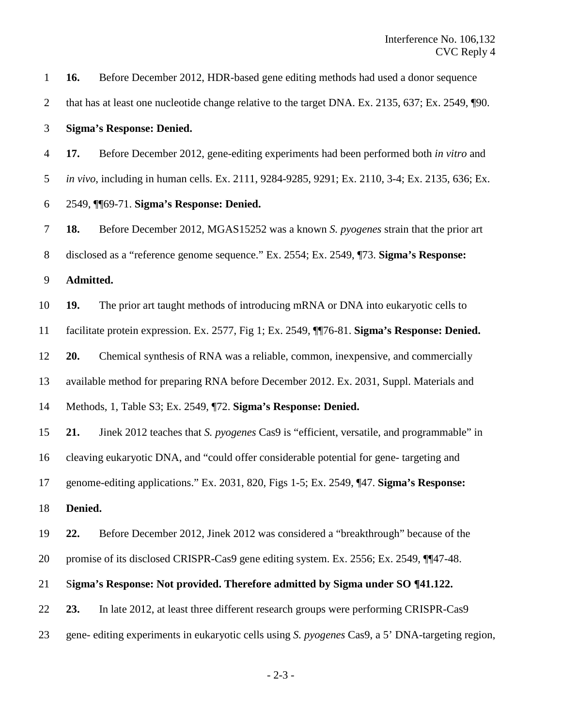**16.** Before December 2012, HDR-based gene editing methods had used a donor sequence that has at least one nucleotide change relative to the target DNA. Ex. 2135, 637; Ex. 2549, ¶90.

**Sigma's Response: Denied.**

**17.** Before December 2012, gene-editing experiments had been performed both *in vitro* and *in vivo*, including in human cells. Ex. 2111, 9284-9285, 9291; Ex. 2110, 3-4; Ex. 2135, 636; Ex. 2549, ¶¶69-71. **Sigma's Response: Denied.**

**18.** Before December 2012, MGAS15252 was a known *S. pyogenes* strain that the prior art disclosed as a "reference genome sequence." Ex. 2554; Ex. 2549, ¶73. **Sigma's Response: Admitted.**

**19.** The prior art taught methods of introducing mRNA or DNA into eukaryotic cells to facilitate protein expression. Ex. 2577, Fig 1; Ex. 2549, ¶¶76-81. **Sigma's Response: Denied.**

**20.** Chemical synthesis of RNA was a reliable, common, inexpensive, and commercially available method for preparing RNA before December 2012. Ex. 2031, Suppl. Materials and Methods, 1, Table S3; Ex. 2549, ¶72. **Sigma's Response: Denied.**

**21.** Jinek 2012 teaches that *S. pyogenes* Cas9 is "efficient, versatile, and programmable" in cleaving eukaryotic DNA, and "could offer considerable potential for gene- targeting and genome-editing applications." Ex. 2031, 820, Figs 1-5; Ex. 2549, ¶47. **Sigma's Response: Denied.**

**22.** Before December 2012, Jinek 2012 was considered a "breakthrough" because of the promise of its disclosed CRISPR-Cas9 gene editing system. Ex. 2556; Ex. 2549, ¶¶47-48.

**Sigma's Response: Not provided. Therefore admitted by Sigma under SO ¶41.122.**

**23.** In late 2012, at least three different research groups were performing CRISPR-Cas9 gene- editing experiments in eukaryotic cells using *S. pyogenes* Cas9, a 5' DNA-targeting region,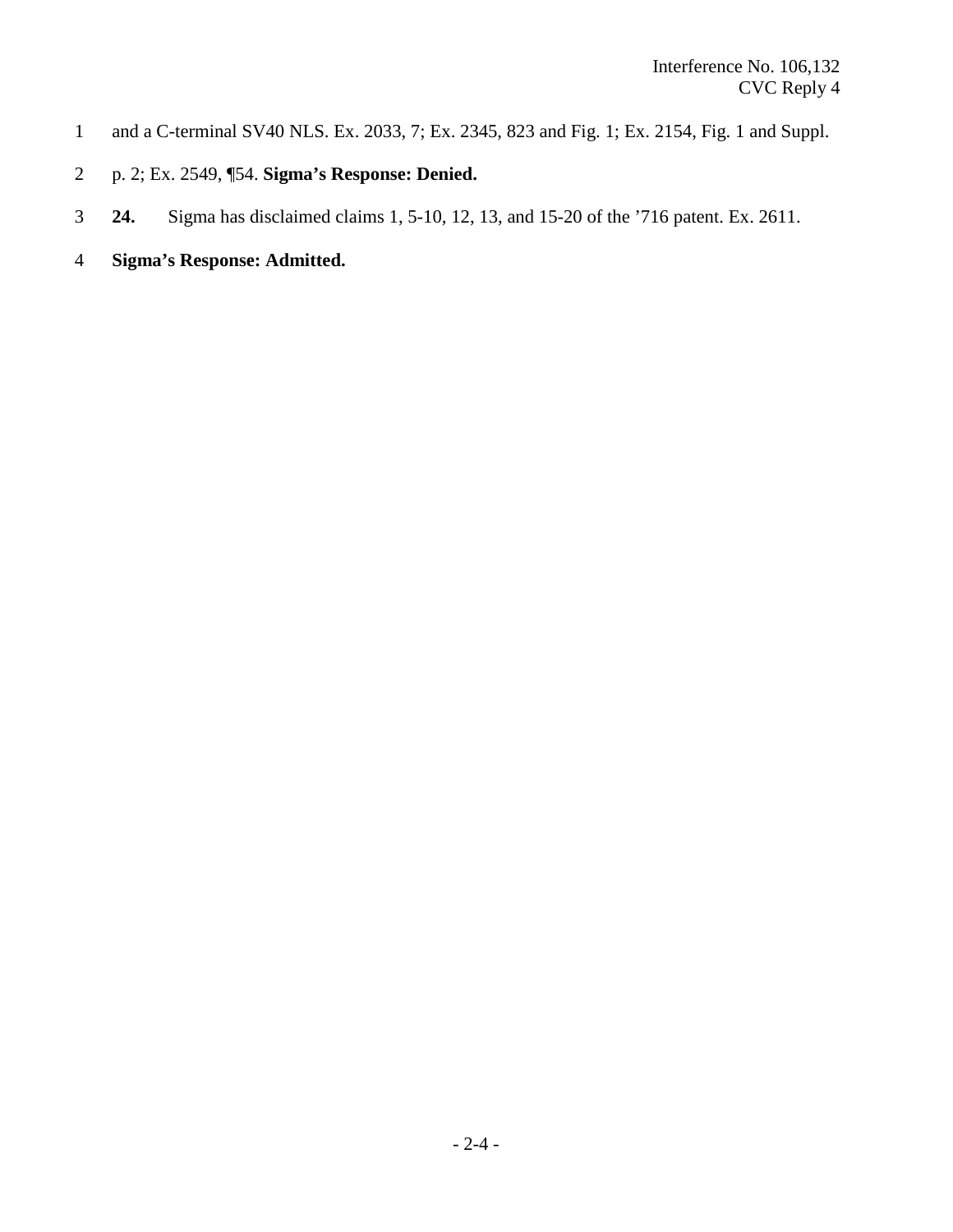and a C-terminal SV40 NLS. Ex. 2033, 7; Ex. 2345, 823 and Fig. 1; Ex. 2154, Fig. 1 and Suppl. p. 2; Ex. 2549, ¶54. **Sigma's Response: Denied.**

**24.** Sigma has disclaimed claims 1, 5-10, 12, 13, and 15-20 of the '716 patent. Ex. 2611.

**Sigma's Response: Admitted.**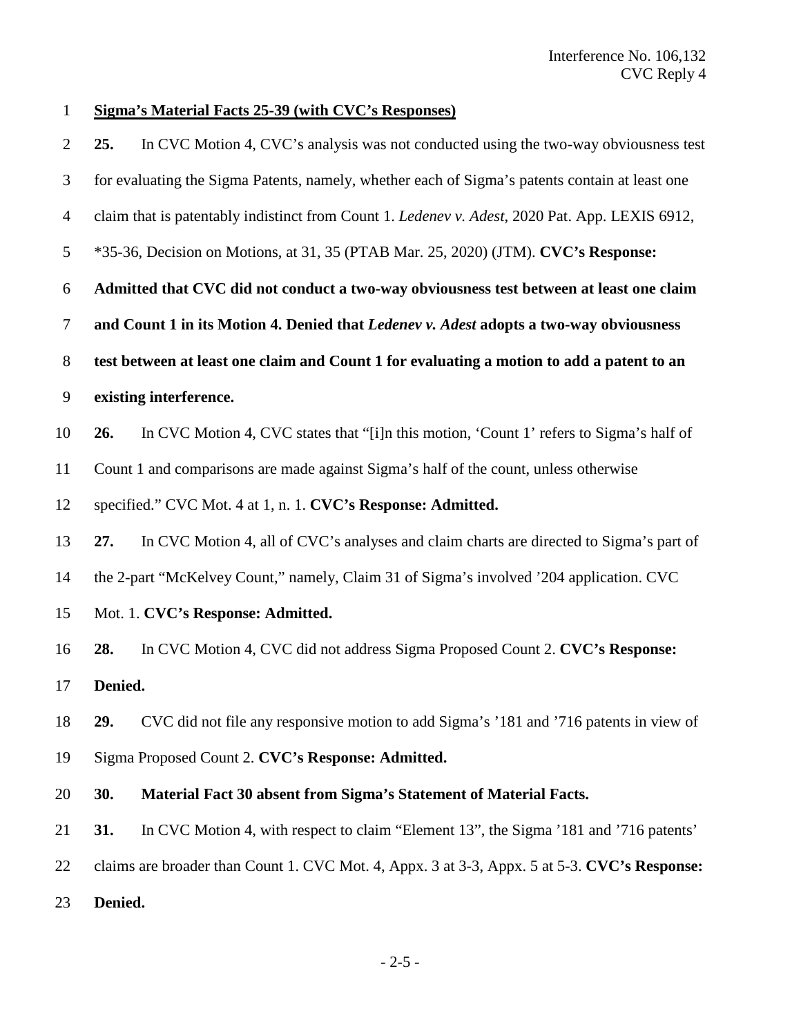**Sigma's Material Facts 25-39 (with CVC's Responses)**

**25.** In CVC Motion 4, CVC's analysis was not conducted using the two-way obviousness test for evaluating the Sigma Patents, namely, whether each of Sigma's patents contain at least one claim that is patentably indistinct from Count 1. *Ledenev v. Adest*, 2020 Pat. App. LEXIS 6912, *35-36, Decision on Motions, at 31, 35 (PTAB Mar. 25, 2020) (JTM). **CVC's Response: Admitted that CVC did not conduct a two-way obviousness test between at least one claim and Count 1 in its Motion 4. Denied that *Ledenev v. Adest* adopts a two-way obviousness test between at least one claim and Count 1 for evaluating a motion to add a patent to an existing interference.**

**26.** In CVC Motion 4, CVC states that "[i]n this motion, 'Count 1' refers to Sigma's half of Count 1 and comparisons are made against Sigma's half of the count, unless otherwise specified." CVC Mot. 4 at 1, n. 1. **CVC's Response: Admitted.**

**27.** In CVC Motion 4, all of CVC's analyses and claim charts are directed to Sigma's part of the 2-part "McKelvey Count," namely, Claim 31 of Sigma's involved '204 application. CVC Mot. 1. **CVC's Response: Admitted.**

**28.** In CVC Motion 4, CVC did not address Sigma Proposed Count 2. **CVC's Response: Denied.**

**29.** CVC did not file any responsive motion to add Sigma's '181 and '716 patents in view of Sigma Proposed Count 2. **CVC's Response: Admitted.**

**30. Material Fact 30 absent from Sigma's Statement of Material Facts.**

**31.** In CVC Motion 4, with respect to claim "Element 13", the Sigma '181 and '716 patents' claims are broader than Count 1. CVC Mot. 4, Appx. 3 at 3-3, Appx. 5 at 5-3. **CVC's Response: Denied.**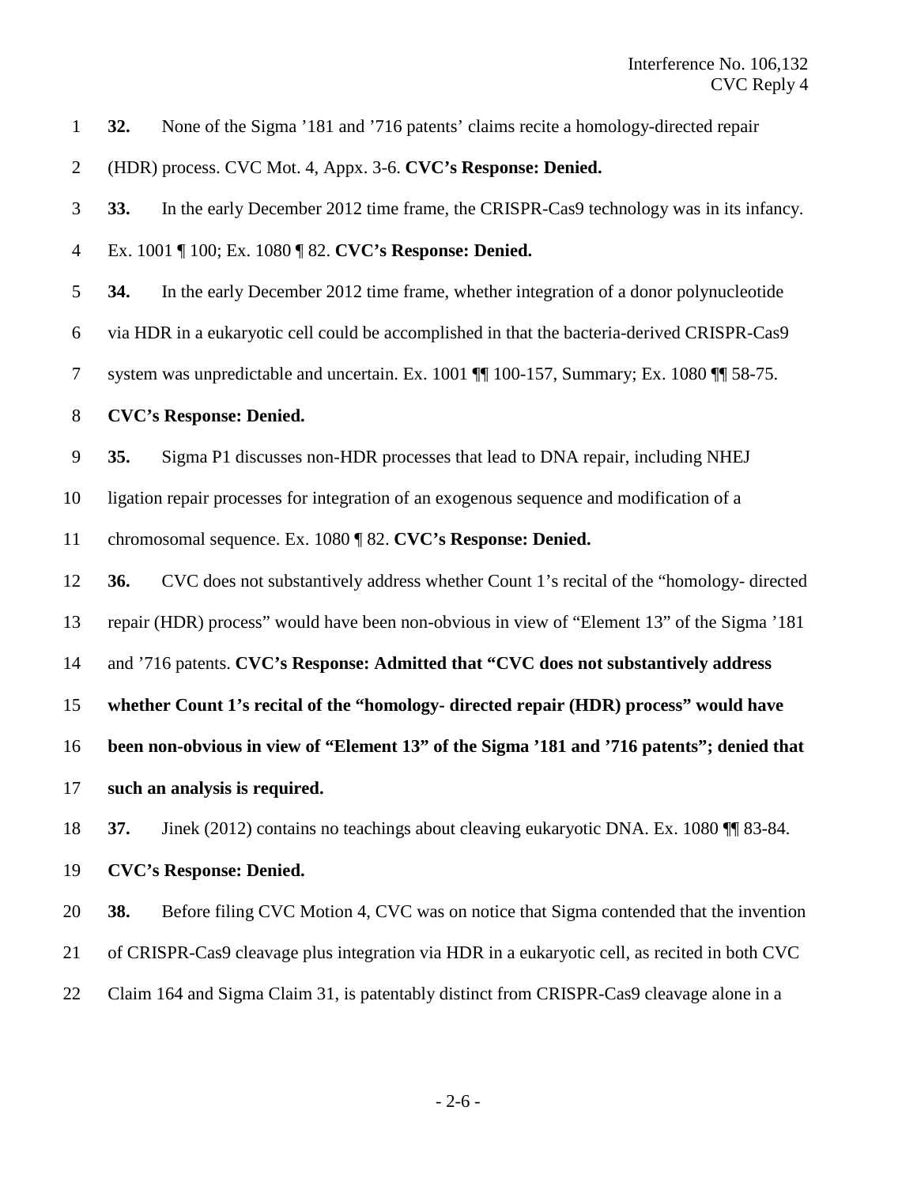**32.** None of the Sigma '181 and '716 patents' claims recite a homology-directed repair (HDR) process. CVC Mot. 4, Appx. 3-6. **CVC's Response: Denied.**

**33.** In the early December 2012 time frame, the CRISPR-Cas9 technology was in its infancy. Ex. 1001 ¶ 100; Ex. 1080 ¶ 82. **CVC's Response: Denied.**

**34.** In the early December 2012 time frame, whether integration of a donor polynucleotide via HDR in a eukaryotic cell could be accomplished in that the bacteria-derived CRISPR-Cas9 system was unpredictable and uncertain. Ex. 1001 ¶¶ 100-157, Summary; Ex. 1080 ¶¶ 58-75. **CVC's Response: Denied.**

**35.** Sigma P1 discusses non-HDR processes that lead to DNA repair, including NHEJ ligation repair processes for integration of an exogenous sequence and modification of a chromosomal sequence. Ex. 1080 ¶ 82. **CVC's Response: Denied.**

**36.** CVC does not substantively address whether Count 1's recital of the "homology- directed repair (HDR) process" would have been non-obvious in view of "Element 13" of the Sigma '181 and '716 patents. **CVC's Response: Admitted that "CVC does not substantively address whether Count 1's recital of the "homology- directed repair (HDR) process" would have been non-obvious in view of "Element 13" of the Sigma '181 and '716 patents"; denied that such an analysis is required.**

**37.** Jinek (2012) contains no teachings about cleaving eukaryotic DNA. Ex. 1080 ¶¶ 83-84. **CVC's Response: Denied.**

**38.** Before filing CVC Motion 4, CVC was on notice that Sigma contended that the invention of CRISPR-Cas9 cleavage plus integration via HDR in a eukaryotic cell, as recited in both CVC Claim 164 and Sigma Claim 31, is patentably distinct from CRISPR-Cas9 cleavage alone in a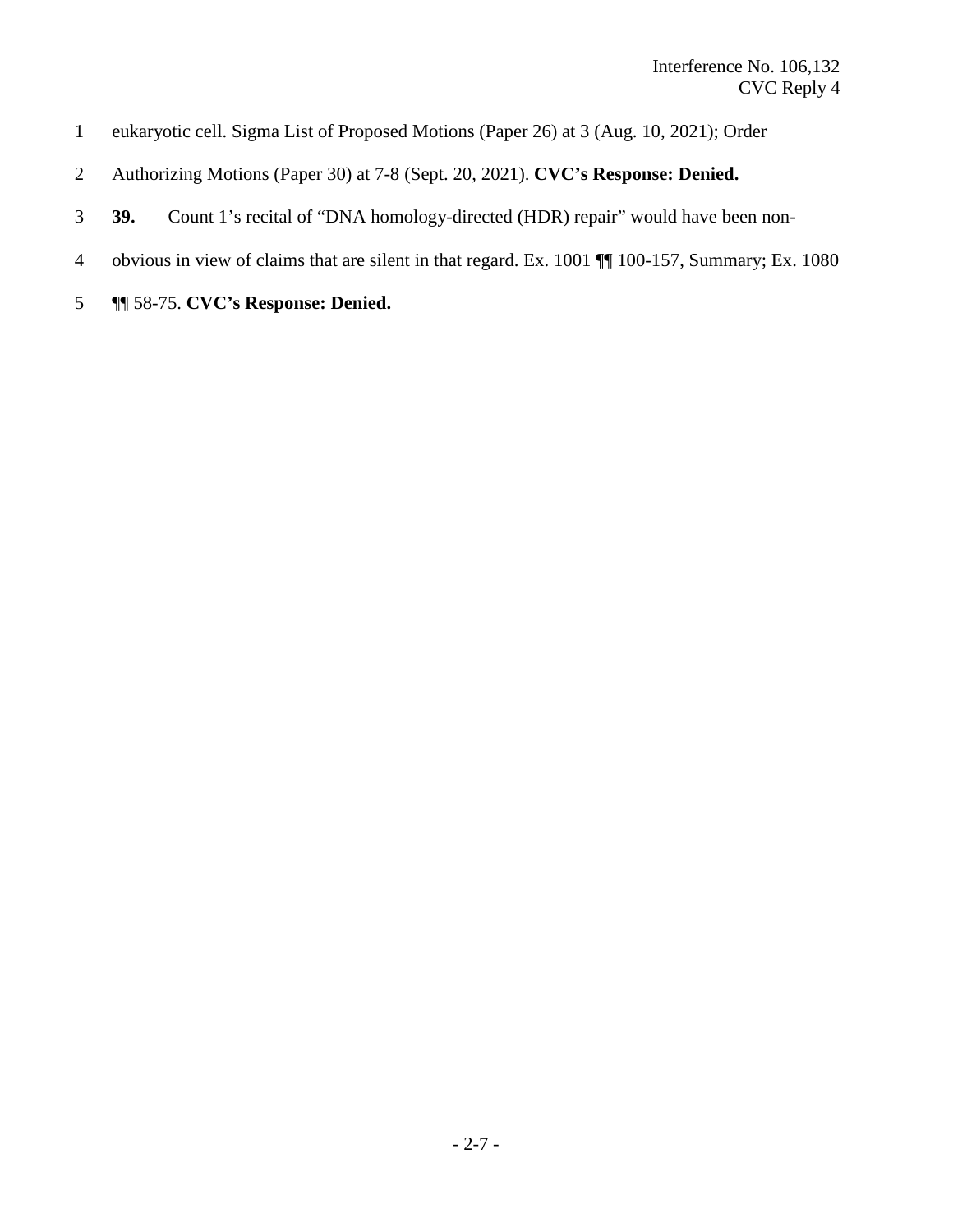eukaryotic cell. Sigma List of Proposed Motions (Paper 26) at 3 (Aug. 10, 2021); Order Authorizing Motions (Paper 30) at 7-8 (Sept. 20, 2021). **CVC's Response: Denied.**

**39.** Count 1's recital of "DNA homology-directed (HDR) repair" would have been non-obvious in view of claims that are silent in that regard. Ex. 1001 ¶¶ 100-157, Summary; Ex. 1080 ¶¶ 58-75. **CVC's Response: Denied.**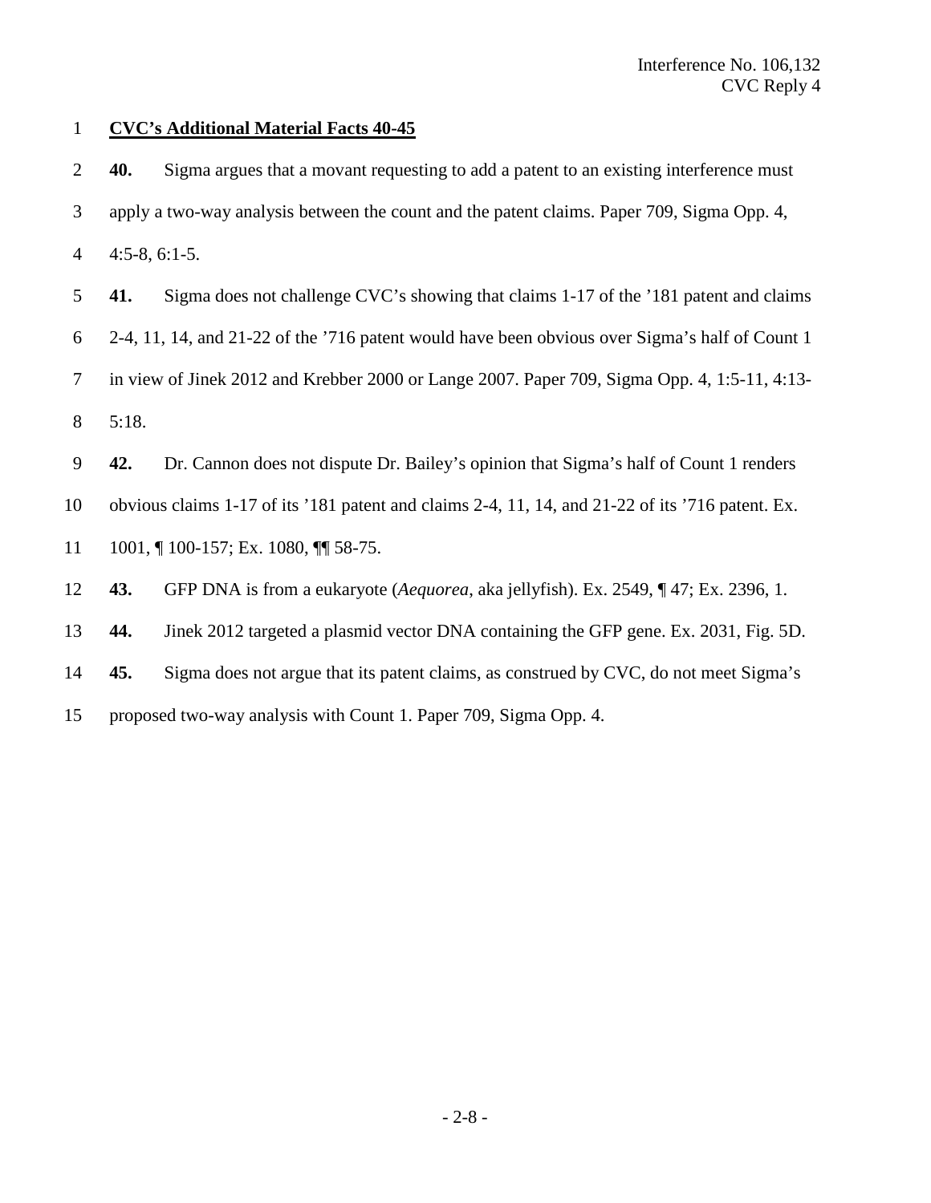**<u>CVC's Additional Material Facts 40-45</u>**

**40.** Sigma argues that a movant requesting to add a patent to an existing interference must apply a two-way analysis between the count and the patent claims. Paper 709, Sigma Opp. 4, 4:5-8, 6:1-5.

**41.** Sigma does not challenge CVC's showing that claims 1-17 of the '181 patent and claims 2-4, 11, 14, and 21-22 of the '716 patent would have been obvious over Sigma's half of Count 1 in view of Jinek 2012 and Krebber 2000 or Lange 2007. Paper 709, Sigma Opp. 4, 1:5-11, 4:13-5:18.

**42.** Dr. Cannon does not dispute Dr. Bailey's opinion that Sigma's half of Count 1 renders obvious claims 1-17 of its '181 patent and claims 2-4, 11, 14, and 21-22 of its '716 patent. Ex. 1001, ¶ 100-157; Ex. 1080, ¶¶ 58-75.

**43.** GFP DNA is from a eukaryote (*Aequorea*, aka jellyfish). Ex. 2549, ¶ 47; Ex. 2396, 1.

**44.** Jinek 2012 targeted a plasmid vector DNA containing the GFP gene. Ex. 2031, Fig. 5D.

**45.** Sigma does not argue that its patent claims, as construed by CVC, do not meet Sigma's proposed two-way analysis with Count 1. Paper 709, Sigma Opp. 4.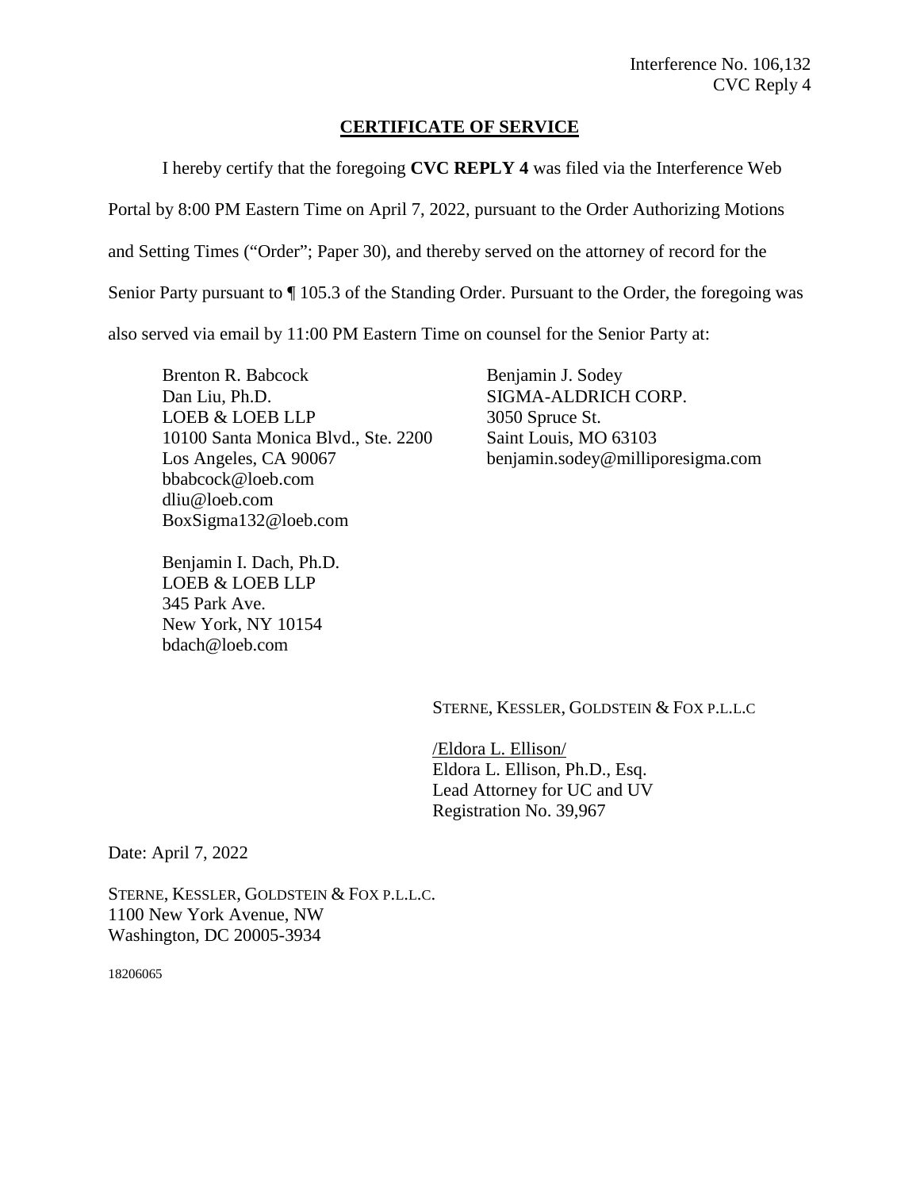Interference No. 106,132
CVC Reply 4

## CERTIFICATE OF SERVICE

I hereby certify that the foregoing **CVC REPLY 4** was filed via the Interference Web Portal by 8:00 PM Eastern Time on April 7, 2022, pursuant to the Order Authorizing Motions and Setting Times ("Order"; Paper 30), and thereby served on the attorney of record for the Senior Party pursuant to ¶ 105.3 of the Standing Order. Pursuant to the Order, the foregoing was also served via email by 11:00 PM Eastern Time on counsel for the Senior Party at:

Brenton R. Babcock
Dan Liu, Ph.D.
LOEB & LOEB LLP
10100 Santa Monica Blvd., Ste. 2200
Los Angeles, CA 90067
bbabcock@loeb.com
dliu@loeb.com
BoxSigma132@loeb.com

Benjamin I. Dach, Ph.D.
LOEB & LOEB LLP
345 Park Ave.
New York, NY 10154
bdach@loeb.com

Benjamin J. Sodey
SIGMA-ALDRICH CORP.
3050 Spruce St.
Saint Louis, MO 63103
benjamin.sodey@milliporesigma.com

STERNE, KESSLER, GOLDSTEIN & FOX P.L.L.C

/Eldora L. Ellison/
Eldora L. Ellison, Ph.D., Esq.
Lead Attorney for UC and UV
Registration No. 39,967

Date: April 7, 2022

STERNE, KESSLER, GOLDSTEIN & FOX P.L.L.C.
1100 New York Avenue, NW
Washington, DC 20005-3934

18206065